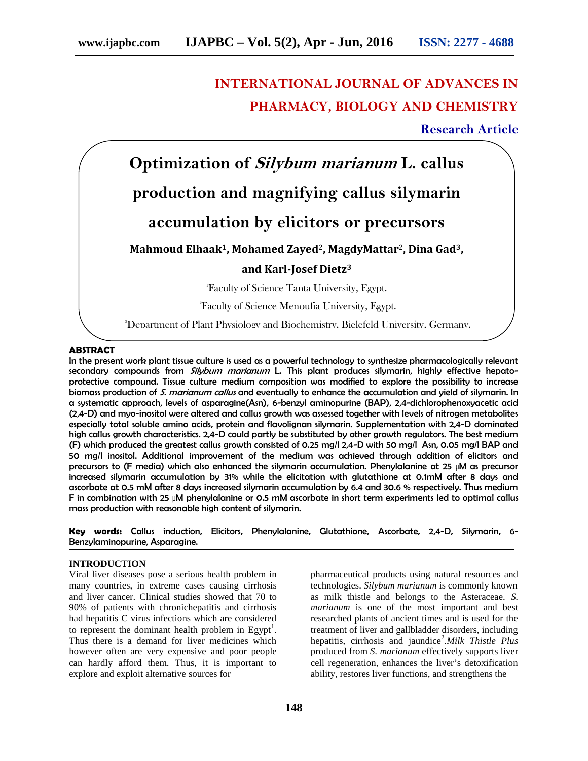INTERNATIONAL JOURNAL OF ADVANCES IN PHARMACY, BIOLOGY AND CHEMISTRY

**Research Article**

# Optimization of *Silybum marianum* L. callus production and magnifying callus silymarin accumulation by elicitors or precursors

**Mahmoud Elhaak[1], Mohamed Zayed[2], MagdyMattar[2], Dina Gad[3], and Karl-Josef Dietz[3]**

[1]Faculty of Science Tanta University, Egypt.

[2]Faculty of Science Menoufia University, Egypt.

[3]Department of Plant Physiology and Biochemistry, Bielefeld University, Germany.

## ABSTRACT

**In the present work plant tissue culture is used as a powerful technology to synthesize pharmacologically relevant secondary compounds from *Silybum marianum* L. This plant produces silymarin, highly effective hepato-protective compound. Tissue culture medium composition was modified to explore the possibility to increase biomass production of *S. marianum callus* and eventually to enhance the accumulation and yield of silymarin. In a systematic approach, levels of asparagine(Asn), 6-benzyl aminopurine (BAP), 2,4-dichlorophenoxyacetic acid (2,4-D) and myo-inositol were altered and callus growth was assessed together with levels of nitrogen metabolites especially total soluble amino acids, protein and flavolignan silymarin. Supplementation with 2,4-D dominated high callus growth characteristics. 2,4-D could partly be substituted by other growth regulators. The best medium (F) which produced the greatest callus growth consisted of 0.25 mg/l 2,4-D with 50 mg/l Asn, 0.05 mg/l BAP and 50 mg/l inositol. Additional improvement of the medium was achieved through addition of elicitors and precursors to (F media) which also enhanced the silymarin accumulation. Phenylalanine at 25 µM as precursor increased silymarin accumulation by 31% while the elicitation with glutathione at 0.1mM after 8 days and ascorbate at 0.5 mM after 8 days increased silymarin accumulation by 6.4 and 30.6 % respectively. Thus medium F in combination with 25 µM phenylalanine or 0.5 mM ascorbate in short term experiments led to optimal callus mass production with reasonable high content of silymarin.**

**Key words:** Callus induction, Elicitors, Phenylalanine, Glutathione, Ascorbate, 2,4-D, Silymarin, 6-Benzylaminopurine, Asparagine.

## INTRODUCTION

Viral liver diseases pose a serious health problem in many countries, in extreme cases causing cirrhosis and liver cancer. Clinical studies showed that 70 to 90% of patients with chronichepatitis and cirrhosis had hepatitis C virus infections which are considered to represent the dominant health problem in Egypt[1]. Thus there is a demand for liver medicines which however often are very expensive and poor people can hardly afford them. Thus, it is important to explore and exploit alternative sources for pharmaceutical products using natural resources and technologies. *Silybum marianum* is commonly known as milk thistle and belongs to the Asteraceae. *S. marianum* is one of the most important and best researched plants of ancient times and is used for the treatment of liver and gallbladder disorders, including hepatitis, cirrhosis and jaundice[2].*Milk Thistle Plus* produced from *S. marianum* effectively supports liver cell regeneration, enhances the liver's detoxification ability, restores liver functions, and strengthens the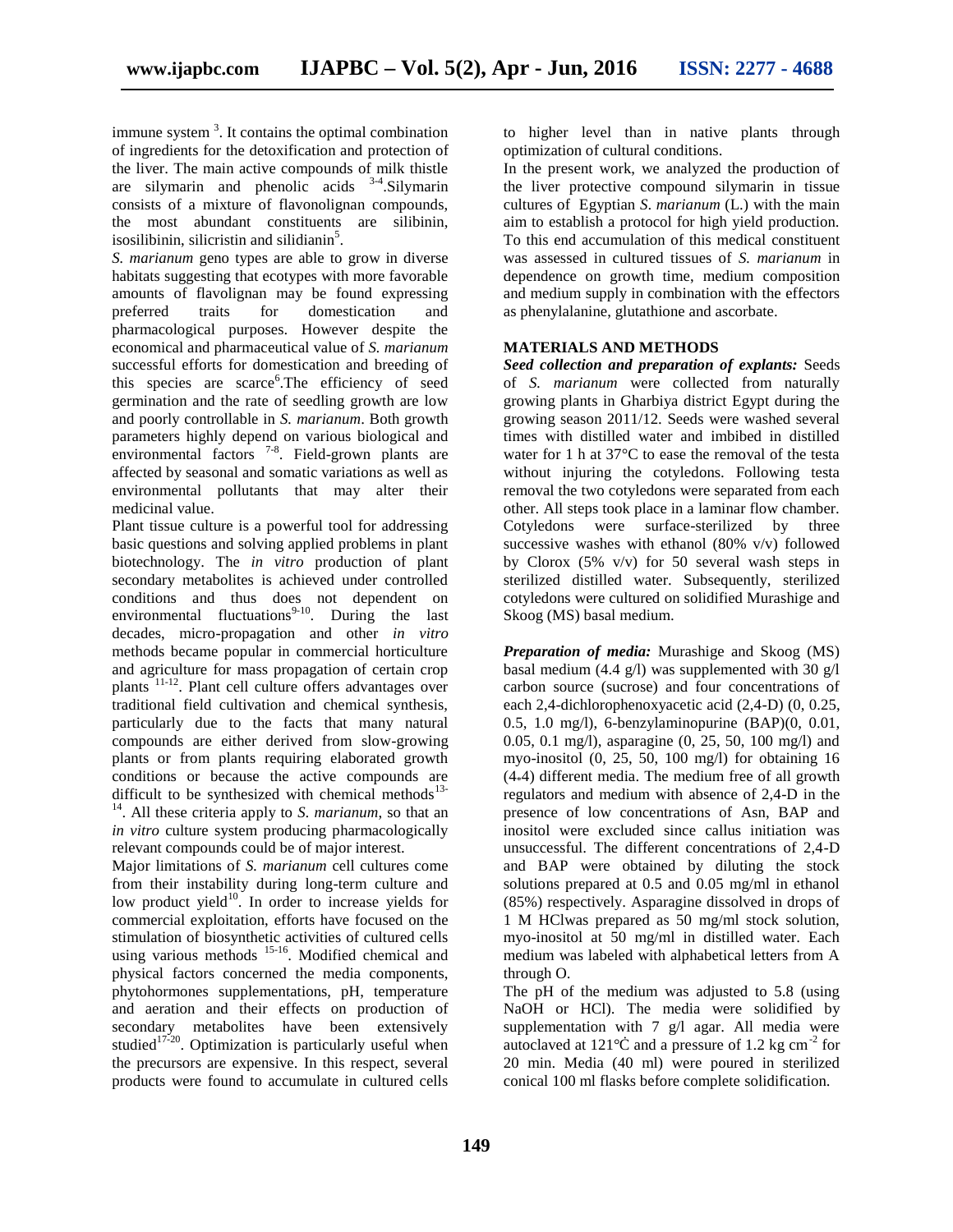immune system [3]. It contains the optimal combination of ingredients for the detoxification and protection of the liver. The main active compounds of milk thistle are silymarin and phenolic acids [3-4].Silymarin consists of a mixture of flavonolignan compounds, the most abundant constituents are silibinin, isosilibinin, silicristin and silidianin[5].

*S. marianum* geno types are able to grow in diverse habitats suggesting that ecotypes with more favorable amounts of flavolignan may be found expressing preferred traits for domestication and pharmacological purposes. However despite the economical and pharmaceutical value of *S. marianum* successful efforts for domestication and breeding of this species are scarce[6].The efficiency of seed germination and the rate of seedling growth are low and poorly controllable in *S. marianum*. Both growth parameters highly depend on various biological and environmental factors [7-8]. Field-grown plants are affected by seasonal and somatic variations as well as environmental pollutants that may alter their medicinal value.

Plant tissue culture is a powerful tool for addressing basic questions and solving applied problems in plant biotechnology. The *in vitro* production of plant secondary metabolites is achieved under controlled conditions and thus does not dependent on environmental fluctuations[9-10]. During the last decades, micro-propagation and other *in vitro* methods became popular in commercial horticulture and agriculture for mass propagation of certain crop plants [11-12]. Plant cell culture offers advantages over traditional field cultivation and chemical synthesis, particularly due to the facts that many natural compounds are either derived from slow-growing plants or from plants requiring elaborated growth conditions or because the active compounds are difficult to be synthesized with chemical methods[13-14]. All these criteria apply to *S. marianum*, so that an *in vitro* culture system producing pharmacologically relevant compounds could be of major interest.

Major limitations of *S. marianum* cell cultures come from their instability during long-term culture and low product yield[10]. In order to increase yields for commercial exploitation, efforts have focused on the stimulation of biosynthetic activities of cultured cells using various methods [15-16]. Modified chemical and physical factors concerned the media components, phytohormones supplementations, pH, temperature and aeration and their effects on production of secondary metabolites have been extensively studied[17-20]. Optimization is particularly useful when the precursors are expensive. In this respect, several products were found to accumulate in cultured cells to higher level than in native plants through optimization of cultural conditions.

In the present work, we analyzed the production of the liver protective compound silymarin in tissue cultures of Egyptian *S. marianum* (L.) with the main aim to establish a protocol for high yield production. To this end accumulation of this medical constituent was assessed in cultured tissues of *S. marianum* in dependence on growth time, medium composition and medium supply in combination with the effectors as phenylalanine, glutathione and ascorbate.

## MATERIALS AND METHODS

***Seed collection and preparation of explants:*** Seeds of *S. marianum* were collected from naturally growing plants in Gharbiya district Egypt during the growing season 2011/12. Seeds were washed several times with distilled water and imbibed in distilled water for 1 h at 37°C to ease the removal of the testa without injuring the cotyledons. Following testa removal the two cotyledons were separated from each other. All steps took place in a laminar flow chamber. Cotyledons were surface-sterilized by three successive washes with ethanol (80% v/v) followed by Clorox (5% v/v) for 50 several wash steps in sterilized distilled water. Subsequently, sterilized cotyledons were cultured on solidified Murashige and Skoog (MS) basal medium.

***Preparation of media:*** Murashige and Skoog (MS) basal medium (4.4 g/l) was supplemented with 30 g/l carbon source (sucrose) and four concentrations of each 2,4-dichlorophenoxyacetic acid (2,4-D) (0, 0.25, 0.5, 1.0 mg/l), 6-benzylaminopurine (BAP)(0, 0.01, 0.05, 0.1 mg/l), asparagine (0, 25, 50, 100 mg/l) and myo-inositol (0, 25, 50, 100 mg/l) for obtaining 16 (4*4) different media. The medium free of all growth regulators and medium with absence of 2,4-D in the presence of low concentrations of Asn, BAP and inositol were excluded since callus initiation was unsuccessful. The different concentrations of 2,4-D and BAP were obtained by diluting the stock solutions prepared at 0.5 and 0.05 mg/ml in ethanol (85%) respectively. Asparagine dissolved in drops of 1 M HClwas prepared as 50 mg/ml stock solution, myo-inositol at 50 mg/ml in distilled water. Each medium was labeled with alphabetical letters from A through O.

The pH of the medium was adjusted to 5.8 (using NaOH or HCl). The media were solidified by supplementation with 7 g/l agar. All media were autoclaved at 121℃ and a pressure of 1.2 kg cm$^{-2}$ for 20 min. Media (40 ml) were poured in sterilized conical 100 ml flasks before complete solidification.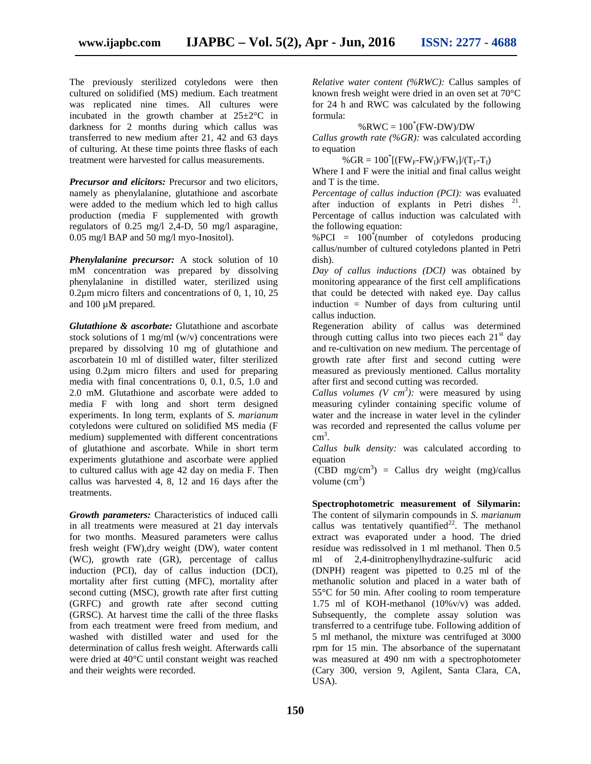The previously sterilized cotyledons were then cultured on solidified (MS) medium. Each treatment was replicated nine times. All cultures were incubated in the growth chamber at 25±2°C in darkness for 2 months during which callus was transferred to new medium after 21, 42 and 63 days of culturing. At these time points three flasks of each treatment were harvested for callus measurements.

***Precursor and elicitors:*** Precursor and two elicitors, namely as phenylalanine, glutathione and ascorbate were added to the media which led to high callus production (media F supplemented with growth regulators of 0.25 mg/l 2,4-D, 50 mg/l asparagine, 0.05 mg/l BAP and 50 mg/l myo-Inositol).

***Phenylalanine precursor:*** A stock solution of 10 mM concentration was prepared by dissolving phenylalanine in distilled water, sterilized using 0.2µm micro filters and concentrations of 0, 1, 10, 25 and 100 µM prepared.

***Glutathione & ascorbate:*** Glutathione and ascorbate stock solutions of 1 mg/ml (w/v) concentrations were prepared by dissolving 10 mg of glutathione and ascorbatein 10 ml of distilled water, filter sterilized using 0.2µm micro filters and used for preparing media with final concentrations 0, 0.1, 0.5, 1.0 and 2.0 mM. Glutathione and ascorbate were added to media F with long and short term designed experiments. In long term, explants of *S. marianum* cotyledons were cultured on solidified MS media (F medium) supplemented with different concentrations of glutathione and ascorbate. While in short term experiments glutathione and ascorbate were applied to cultured callus with age 42 day on media F. Then callus was harvested 4, 8, 12 and 16 days after the treatments.

***Growth parameters:*** Characteristics of induced calli in all treatments were measured at 21 day intervals for two months. Measured parameters were callus fresh weight (FW),dry weight (DW), water content (WC), growth rate (GR), percentage of callus induction (PCI), day of callus induction (DCI), mortality after first cutting (MFC), mortality after second cutting (MSC), growth rate after first cutting (GRFC) and growth rate after second cutting (GRSC). At harvest time the calli of the three flasks from each treatment were freed from medium, and washed with distilled water and used for the determination of callus fresh weight. Afterwards calli were dried at 40°C until constant weight was reached and their weights were recorded.

*Relative water content (%RWC):* Callus samples of known fresh weight were dried in an oven set at 70°C for 24 h and RWC was calculated by the following formula:

$$\%RWC = 100^{*}(FW-DW)/DW$$

*Callus growth rate (%GR):* was calculated according to equation

$$\%GR = 100^{*}[(FW_F-FW_I)/FW_I]/(T_F-T_I)$$

Where I and F were the initial and final callus weight and T is the time.

*Percentage of callus induction (PCI):* was evaluated after induction of explants in Petri dishes [21]. Percentage of callus induction was calculated with the following equation:

%PCI = $100^{*}$(number of cotyledons producing callus/number of cultured cotyledons planted in Petri dish).

*Day of callus inductions (DCI)* was obtained by monitoring appearance of the first cell amplifications that could be detected with naked eye. Day callus induction = Number of days from culturing until callus induction.

Regeneration ability of callus was determined through cutting callus into two pieces each 21st day and re-cultivation on new medium. The percentage of growth rate after first and second cutting were measured as previously mentioned. Callus mortality after first and second cutting was recorded.

*Callus volumes (V $cm^3$):* were measured by using measuring cylinder containing specific volume of water and the increase in water level in the cylinder was recorded and represented the callus volume per $cm^3$.

*Callus bulk density:* was calculated according to equation

(CBD mg/$cm^3$) = Callus dry weight (mg)/callus volume ($cm^3$)

**Spectrophotometric measurement of Silymarin:** The content of silymarin compounds in *S. marianum* callus was tentatively quantified[22]. The methanol extract was evaporated under a hood. The dried residue was redissolved in 1 ml methanol. Then 0.5 ml of 2,4-dinitrophenylhydrazine-sulfuric acid (DNPH) reagent was pipetted to 0.25 ml of the methanolic solution and placed in a water bath of 55°C for 50 min. After cooling to room temperature 1.75 ml of KOH-methanol (10%v/v) was added. Subsequently, the complete assay solution was transferred to a centrifuge tube. Following addition of 5 ml methanol, the mixture was centrifuged at 3000 rpm for 15 min. The absorbance of the supernatant was measured at 490 nm with a spectrophotometer (Cary 300, version 9, Agilent, Santa Clara, CA, USA).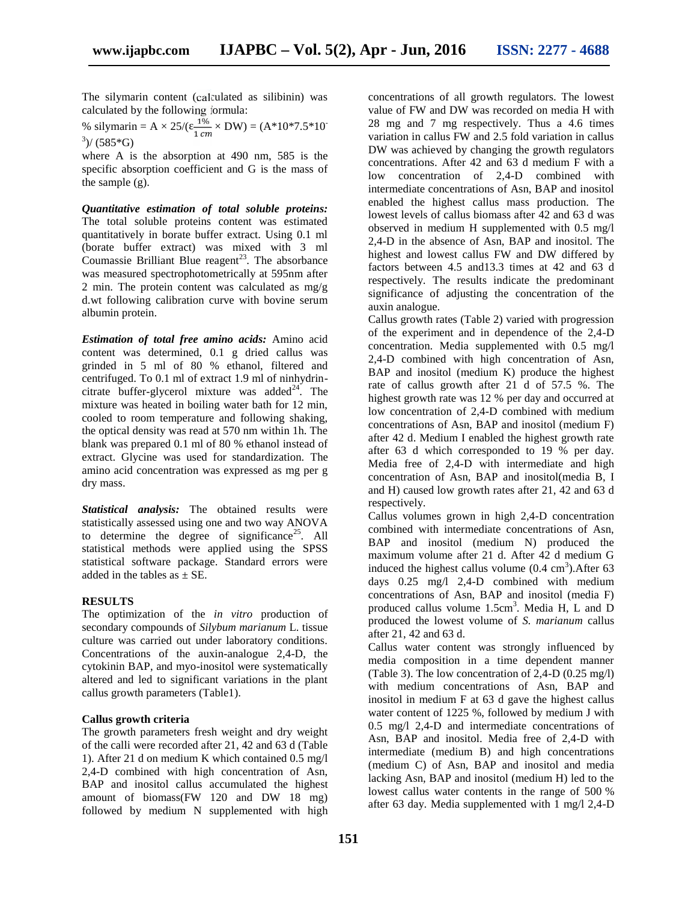The silymarin content (calculated as silibinin) was calculated by the following formula:

% silymarin = $A \times 25/(\varepsilon\frac{1\%}{1\,cm} \times DW) = (A*10*7.5*10^{-3})/(585*G)$

where A is the absorption at 490 nm, 585 is the specific absorption coefficient and G is the mass of the sample (g).

***Quantitative estimation of total soluble proteins:*** The total soluble proteins content was estimated quantitatively in borate buffer extract. Using 0.1 ml (borate buffer extract) was mixed with 3 ml Coumassie Brilliant Blue reagent[23]. The absorbance was measured spectrophotometrically at 595nm after 2 min. The protein content was calculated as mg/g d.wt following calibration curve with bovine serum albumin protein.

***Estimation of total free amino acids:*** Amino acid content was determined, 0.1 g dried callus was grinded in 5 ml of 80 % ethanol, filtered and centrifuged. To 0.1 ml of extract 1.9 ml of ninhydrin-citrate buffer-glycerol mixture was added[24]. The mixture was heated in boiling water bath for 12 min, cooled to room temperature and following shaking, the optical density was read at 570 nm within 1h. The blank was prepared 0.1 ml of 80 % ethanol instead of extract. Glycine was used for standardization. The amino acid concentration was expressed as mg per g dry mass.

***Statistical analysis:*** The obtained results were statistically assessed using one and two way ANOVA to determine the degree of significance[25]. All statistical methods were applied using the SPSS statistical software package. Standard errors were added in the tables as ± SE.

## RESULTS

The optimization of the *in vitro* production of secondary compounds of *Silybum marianum* L. tissue culture was carried out under laboratory conditions. Concentrations of the auxin-analogue 2,4-D, the cytokinin BAP, and myo-inositol were systematically altered and led to significant variations in the plant callus growth parameters (Table1).

### Callus growth criteria

The growth parameters fresh weight and dry weight of the calli were recorded after 21, 42 and 63 d (Table 1). After 21 d on medium K which contained 0.5 mg/l 2,4-D combined with high concentration of Asn, BAP and inositol callus accumulated the highest amount of biomass(FW 120 and DW 18 mg) followed by medium N supplemented with high concentrations of all growth regulators. The lowest value of FW and DW was recorded on media H with 28 mg and 7 mg respectively. Thus a 4.6 times variation in callus FW and 2.5 fold variation in callus DW was achieved by changing the growth regulators concentrations. After 42 and 63 d medium F with a low concentration of 2,4-D combined with intermediate concentrations of Asn, BAP and inositol enabled the highest callus mass production. The lowest levels of callus biomass after 42 and 63 d was observed in medium H supplemented with 0.5 mg/l 2,4-D in the absence of Asn, BAP and inositol. The highest and lowest callus FW and DW differed by factors between 4.5 and13.3 times at 42 and 63 d respectively. The results indicate the predominant significance of adjusting the concentration of the auxin analogue.

Callus growth rates (Table 2) varied with progression of the experiment and in dependence of the 2,4-D concentration. Media supplemented with 0.5 mg/l 2,4-D combined with high concentration of Asn, BAP and inositol (medium K) produce the highest rate of callus growth after 21 d of 57.5 %. The highest growth rate was 12 % per day and occurred at low concentration of 2,4-D combined with medium concentrations of Asn, BAP and inositol (medium F) after 42 d. Medium I enabled the highest growth rate after 63 d which corresponded to 19 % per day. Media free of 2,4-D with intermediate and high concentration of Asn, BAP and inositol(media B, I and H) caused low growth rates after 21, 42 and 63 d respectively.

Callus volumes grown in high 2,4-D concentration combined with intermediate concentrations of Asn, BAP and inositol (medium N) produced the maximum volume after 21 d. After 42 d medium G induced the highest callus volume (0.4 $cm^3$).After 63 days 0.25 mg/l 2,4-D combined with medium concentrations of Asn, BAP and inositol (media F) produced callus volume 1.5$cm^3$. Media H, L and D produced the lowest volume of *S. marianum* callus after 21, 42 and 63 d.

Callus water content was strongly influenced by media composition in a time dependent manner (Table 3). The low concentration of 2,4-D (0.25 mg/l) with medium concentrations of Asn, BAP and inositol in medium F at 63 d gave the highest callus water content of 1225 %, followed by medium J with 0.5 mg/l 2,4-D and intermediate concentrations of Asn, BAP and inositol. Media free of 2,4-D with intermediate (medium B) and high concentrations (medium C) of Asn, BAP and inositol and media lacking Asn, BAP and inositol (medium H) led to the lowest callus water contents in the range of 500 % after 63 day. Media supplemented with 1 mg/l 2,4-D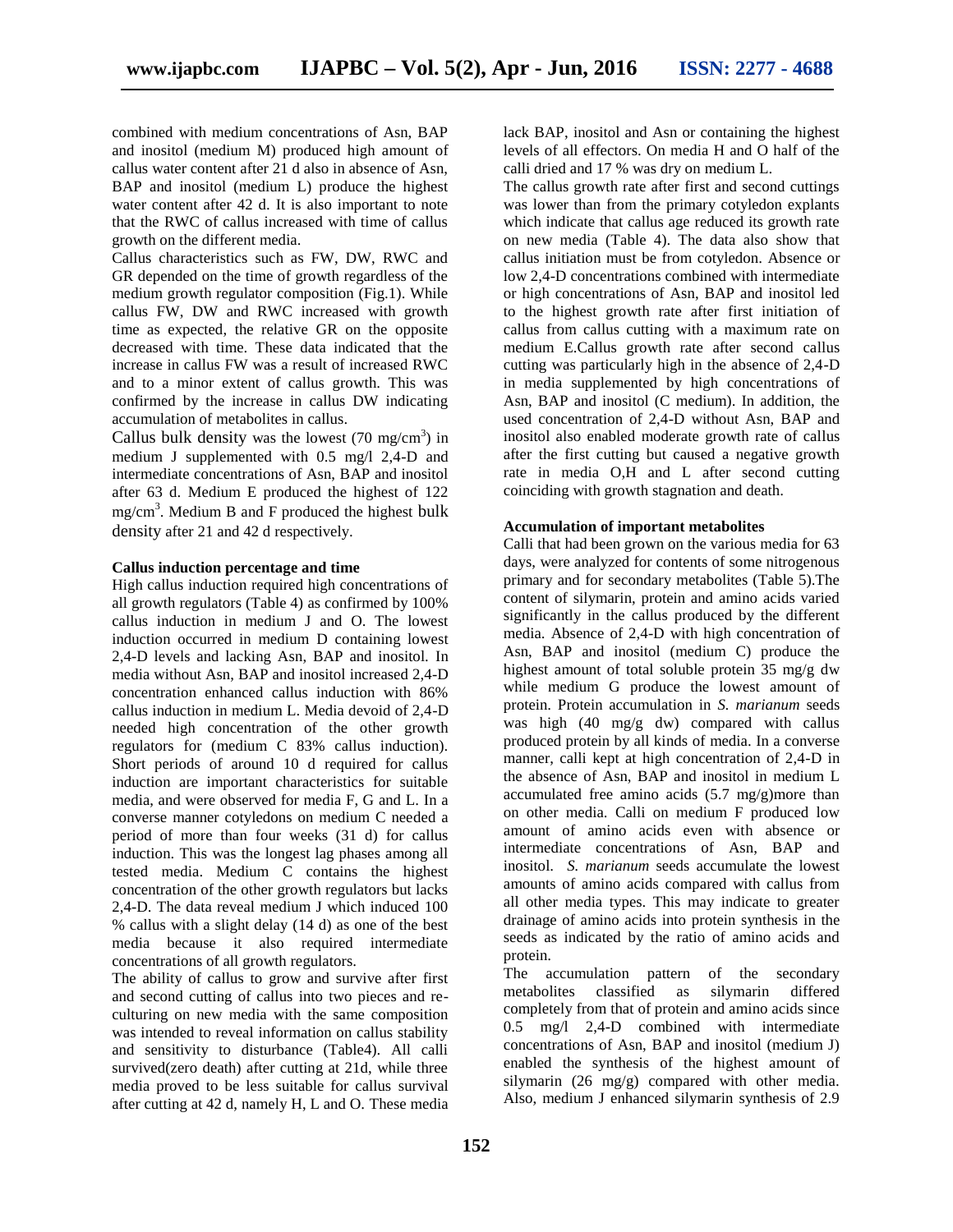combined with medium concentrations of Asn, BAP and inositol (medium M) produced high amount of callus water content after 21 d also in absence of Asn, BAP and inositol (medium L) produce the highest water content after 42 d. It is also important to note that the RWC of callus increased with time of callus growth on the different media.

Callus characteristics such as FW, DW, RWC and GR depended on the time of growth regardless of the medium growth regulator composition (Fig.1). While callus FW, DW and RWC increased with growth time as expected, the relative GR on the opposite decreased with time. These data indicated that the increase in callus FW was a result of increased RWC and to a minor extent of callus growth. This was confirmed by the increase in callus DW indicating accumulation of metabolites in callus.

Callus bulk density was the lowest (70 mg/cm$^3$) in medium J supplemented with 0.5 mg/l 2,4-D and intermediate concentrations of Asn, BAP and inositol after 63 d. Medium E produced the highest of 122 mg/cm$^3$. Medium B and F produced the highest bulk density after 21 and 42 d respectively.

**Callus induction percentage and time**

High callus induction required high concentrations of all growth regulators (Table 4) as confirmed by 100% callus induction in medium J and O. The lowest induction occurred in medium D containing lowest 2,4-D levels and lacking Asn, BAP and inositol. In media without Asn, BAP and inositol increased 2,4-D concentration enhanced callus induction with 86% callus induction in medium L. Media devoid of 2,4-D needed high concentration of the other growth regulators for (medium C 83% callus induction). Short periods of around 10 d required for callus induction are important characteristics for suitable media, and were observed for media F, G and L. In a converse manner cotyledons on medium C needed a period of more than four weeks (31 d) for callus induction. This was the longest lag phases among all tested media. Medium C contains the highest concentration of the other growth regulators but lacks 2,4-D. The data reveal medium J which induced 100 % callus with a slight delay (14 d) as one of the best media because it also required intermediate concentrations of all growth regulators.

The ability of callus to grow and survive after first and second cutting of callus into two pieces and re-culturing on new media with the same composition was intended to reveal information on callus stability and sensitivity to disturbance (Table4). All calli survived(zero death) after cutting at 21d, while three media proved to be less suitable for callus survival after cutting at 42 d, namely H, L and O. These media lack BAP, inositol and Asn or containing the highest levels of all effectors. On media H and O half of the calli dried and 17 % was dry on medium L.

The callus growth rate after first and second cuttings was lower than from the primary cotyledon explants which indicate that callus age reduced its growth rate on new media (Table 4). The data also show that callus initiation must be from cotyledon. Absence or low 2,4-D concentrations combined with intermediate or high concentrations of Asn, BAP and inositol led to the highest growth rate after first initiation of callus from callus cutting with a maximum rate on medium E.Callus growth rate after second callus cutting was particularly high in the absence of 2,4-D in media supplemented by high concentrations of Asn, BAP and inositol (C medium). In addition, the used concentration of 2,4-D without Asn, BAP and inositol also enabled moderate growth rate of callus after the first cutting but caused a negative growth rate in media O,H and L after second cutting coinciding with growth stagnation and death.

**Accumulation of important metabolites**

Calli that had been grown on the various media for 63 days, were analyzed for contents of some nitrogenous primary and for secondary metabolites (Table 5).The content of silymarin, protein and amino acids varied significantly in the callus produced by the different media. Absence of 2,4-D with high concentration of Asn, BAP and inositol (medium C) produce the highest amount of total soluble protein 35 mg/g dw while medium G produce the lowest amount of protein. Protein accumulation in *S. marianum* seeds was high (40 mg/g dw) compared with callus produced protein by all kinds of media. In a converse manner, calli kept at high concentration of 2,4-D in the absence of Asn, BAP and inositol in medium L accumulated free amino acids (5.7 mg/g)more than on other media. Calli on medium F produced low amount of amino acids even with absence or intermediate concentrations of Asn, BAP and inositol. *S. marianum* seeds accumulate the lowest amounts of amino acids compared with callus from all other media types. This may indicate to greater drainage of amino acids into protein synthesis in the seeds as indicated by the ratio of amino acids and protein.

The accumulation pattern of the secondary metabolites classified as silymarin differed completely from that of protein and amino acids since 0.5 mg/l 2,4-D combined with intermediate concentrations of Asn, BAP and inositol (medium J) enabled the synthesis of the highest amount of silymarin (26 mg/g) compared with other media. Also, medium J enhanced silymarin synthesis of 2.9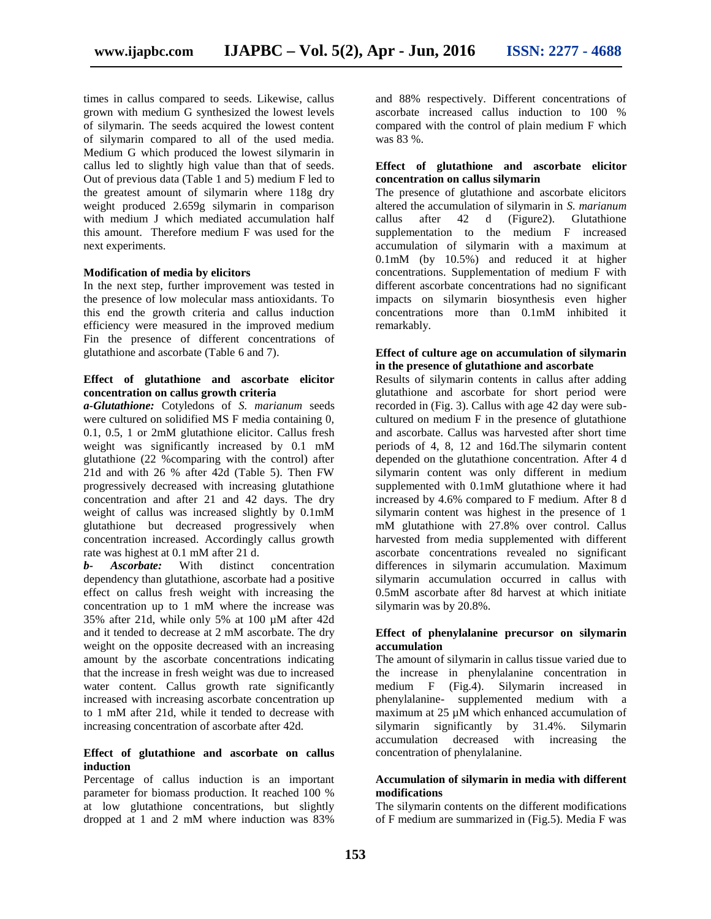times in callus compared to seeds. Likewise, callus grown with medium G synthesized the lowest levels of silymarin. The seeds acquired the lowest content of silymarin compared to all of the used media. Medium G which produced the lowest silymarin in callus led to slightly high value than that of seeds. Out of previous data (Table 1 and 5) medium F led to the greatest amount of silymarin where 118g dry weight produced 2.659g silymarin in comparison with medium J which mediated accumulation half this amount. Therefore medium F was used for the next experiments.

#### Modification of media by elicitors

In the next step, further improvement was tested in the presence of low molecular mass antioxidants. To this end the growth criteria and callus induction efficiency were measured in the improved medium Fin the presence of different concentrations of glutathione and ascorbate (Table 6 and 7).

#### Effect of glutathione and ascorbate elicitor concentration on callus growth criteria

***a-Glutathione:*** Cotyledons of *S. marianum* seeds were cultured on solidified MS F media containing 0, 0.1, 0.5, 1 or 2mM glutathione elicitor. Callus fresh weight was significantly increased by 0.1 mM glutathione (22 %comparing with the control) after 21d and with 26 % after 42d (Table 5). Then FW progressively decreased with increasing glutathione concentration and after 21 and 42 days. The dry weight of callus was increased slightly by 0.1mM glutathione but decreased progressively when concentration increased. Accordingly callus growth rate was highest at 0.1 mM after 21 d.

***b- Ascorbate:*** With distinct concentration dependency than glutathione, ascorbate had a positive effect on callus fresh weight with increasing the concentration up to 1 mM where the increase was 35% after 21d, while only 5% at 100 µM after 42d and it tended to decrease at 2 mM ascorbate. The dry weight on the opposite decreased with an increasing amount by the ascorbate concentrations indicating that the increase in fresh weight was due to increased water content. Callus growth rate significantly increased with increasing ascorbate concentration up to 1 mM after 21d, while it tended to decrease with increasing concentration of ascorbate after 42d.

#### Effect of glutathione and ascorbate on callus induction

Percentage of callus induction is an important parameter for biomass production. It reached 100 % at low glutathione concentrations, but slightly dropped at 1 and 2 mM where induction was 83% and 88% respectively. Different concentrations of ascorbate increased callus induction to 100 % compared with the control of plain medium F which was 83 %.

#### Effect of glutathione and ascorbate elicitor concentration on callus silymarin

The presence of glutathione and ascorbate elicitors altered the accumulation of silymarin in *S. marianum* callus after 42 d (Figure2). Glutathione supplementation to the medium F increased accumulation of silymarin with a maximum at 0.1mM (by 10.5%) and reduced it at higher concentrations. Supplementation of medium F with different ascorbate concentrations had no significant impacts on silymarin biosynthesis even higher concentrations more than 0.1mM inhibited it remarkably.

#### Effect of culture age on accumulation of silymarin in the presence of glutathione and ascorbate

Results of silymarin contents in callus after adding glutathione and ascorbate for short period were recorded in (Fig. 3). Callus with age 42 day were sub-cultured on medium F in the presence of glutathione and ascorbate. Callus was harvested after short time periods of 4, 8, 12 and 16d.The silymarin content depended on the glutathione concentration. After 4 d silymarin content was only different in medium supplemented with 0.1mM glutathione where it had increased by 4.6% compared to F medium. After 8 d silymarin content was highest in the presence of 1 mM glutathione with 27.8% over control. Callus harvested from media supplemented with different ascorbate concentrations revealed no significant differences in silymarin accumulation. Maximum silymarin accumulation occurred in callus with 0.5mM ascorbate after 8d harvest at which initiate silymarin was by 20.8%.

#### Effect of phenylalanine precursor on silymarin accumulation

The amount of silymarin in callus tissue varied due to the increase in phenylalanine concentration in medium F (Fig.4). Silymarin increased in phenylalanine- supplemented medium with a maximum at 25 µM which enhanced accumulation of silymarin significantly by 31.4%. Silymarin accumulation decreased with increasing the concentration of phenylalanine.

#### Accumulation of silymarin in media with different modifications

The silymarin contents on the different modifications of F medium are summarized in (Fig.5). Media F was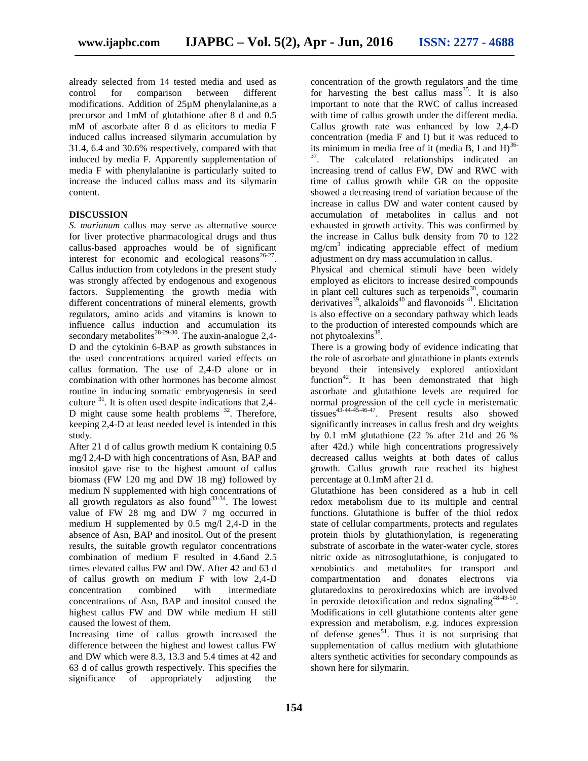already selected from 14 tested media and used as control for comparison between different modifications. Addition of 25µM phenylalanine,as a precursor and 1mM of glutathione after 8 d and 0.5 mM of ascorbate after 8 d as elicitors to media F induced callus increased silymarin accumulation by 31.4, 6.4 and 30.6% respectively, compared with that induced by media F. Apparently supplementation of media F with phenylalanine is particularly suited to increase the induced callus mass and its silymarin content.

## DISCUSSION

*S. marianum* callus may serve as alternative source for liver protective pharmacological drugs and thus callus-based approaches would be of significant interest for economic and ecological reasons[26-27]. Callus induction from cotyledons in the present study was strongly affected by endogenous and exogenous factors. Supplementing the growth media with different concentrations of mineral elements, growth regulators, amino acids and vitamins is known to influence callus induction and accumulation its secondary metabolites[28-29-30]. The auxin-analogue 2,4-D and the cytokinin 6-BAP as growth substances in the used concentrations acquired varied effects on callus formation. The use of 2,4-D alone or in combination with other hormones has become almost routine in inducing somatic embryogenesis in seed culture [31]. It is often used despite indications that 2,4-D might cause some health problems [32]. Therefore, keeping 2,4-D at least needed level is intended in this study.

After 21 d of callus growth medium K containing 0.5 mg/l 2,4-D with high concentrations of Asn, BAP and inositol gave rise to the highest amount of callus biomass (FW 120 mg and DW 18 mg) followed by medium N supplemented with high concentrations of all growth regulators as also found[33-34]. The lowest value of FW 28 mg and DW 7 mg occurred in medium H supplemented by 0.5 mg/l 2,4-D in the absence of Asn, BAP and inositol. Out of the present results, the suitable growth regulator concentrations combination of medium F resulted in 4.6and 2.5 times elevated callus FW and DW. After 42 and 63 d of callus growth on medium F with low 2,4-D concentration combined with intermediate concentrations of Asn, BAP and inositol caused the highest callus FW and DW while medium H still caused the lowest of them.

Increasing time of callus growth increased the difference between the highest and lowest callus FW and DW which were 8.3, 13.3 and 5.4 times at 42 and 63 d of callus growth respectively. This specifies the significance of appropriately adjusting the concentration of the growth regulators and the time for harvesting the best callus mass[35]. It is also important to note that the RWC of callus increased with time of callus growth under the different media. Callus growth rate was enhanced by low 2,4-D concentration (media F and I) but it was reduced to its minimum in media free of it (media B, I and H)[36-37]. The calculated relationships indicated an increasing trend of callus FW, DW and RWC with time of callus growth while GR on the opposite showed a decreasing trend of variation because of the increase in callus DW and water content caused by accumulation of metabolites in callus and not exhausted in growth activity. This was confirmed by the increase in Callus bulk density from 70 to 122 mg/cm$^3$ indicating appreciable effect of medium adjustment on dry mass accumulation in callus.

Physical and chemical stimuli have been widely employed as elicitors to increase desired compounds in plant cell cultures such as terpenoids[38], coumarin derivatives[39], alkaloids[40] and flavonoids [41]. Elicitation is also effective on a secondary pathway which leads to the production of interested compounds which are not phytoalexins[38].

There is a growing body of evidence indicating that the role of ascorbate and glutathione in plants extends beyond their intensively explored antioxidant function[42]. It has been demonstrated that high ascorbate and glutathione levels are required for normal progression of the cell cycle in meristematic tissues[43-44-45-46-47]. Present results also showed significantly increases in callus fresh and dry weights by 0.1 mM glutathione (22 % after 21d and 26 % after 42d.) while high concentrations progressively decreased callus weights at both dates of callus growth. Callus growth rate reached its highest percentage at 0.1mM after 21 d.

Glutathione has been considered as a hub in cell redox metabolism due to its multiple and central functions. Glutathione is buffer of the thiol redox state of cellular compartments, protects and regulates protein thiols by glutathionylation, is regenerating substrate of ascorbate in the water-water cycle, stores nitric oxide as nitrosoglutathione, is conjugated to xenobiotics and metabolites for transport and compartmentation and donates electrons via glutaredoxins to peroxiredoxins which are involved in peroxide detoxification and redox signaling[48-49-50]. Modifications in cell glutathione contents alter gene expression and metabolism, e.g. induces expression of defense genes[51]. Thus it is not surprising that supplementation of callus medium with glutathione alters synthetic activities for secondary compounds as shown here for silymarin.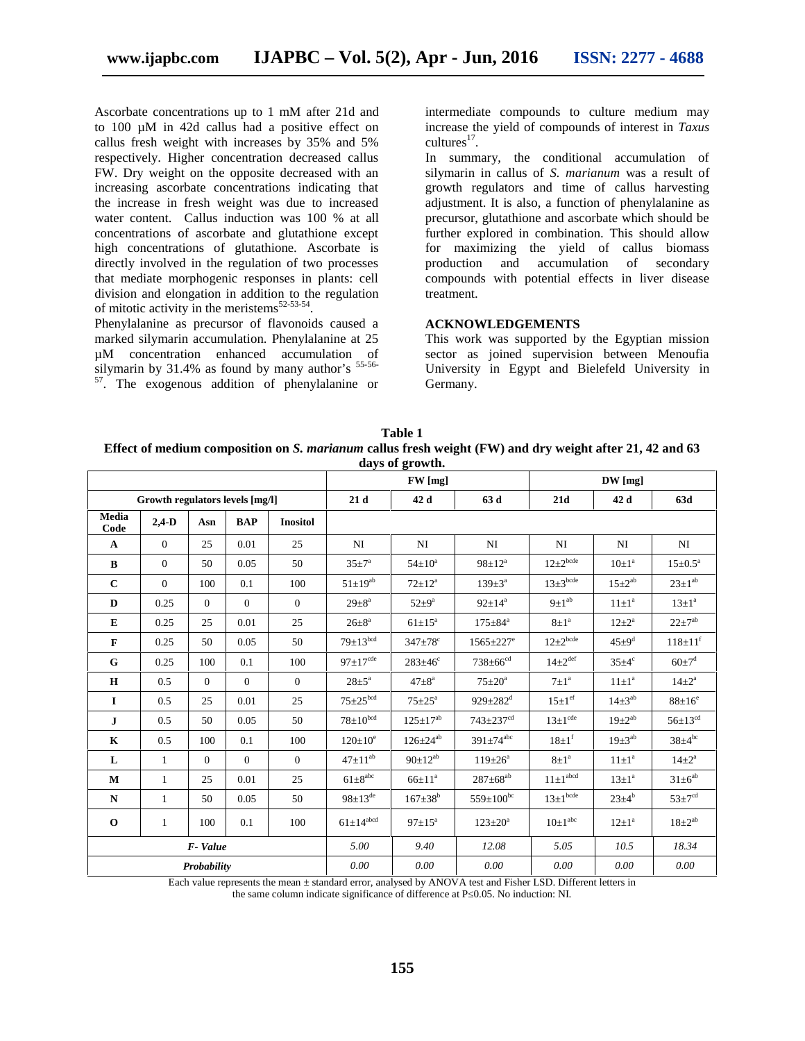Ascorbate concentrations up to 1 mM after 21d and to 100 µM in 42d callus had a positive effect on callus fresh weight with increases by 35% and 5% respectively. Higher concentration decreased callus FW. Dry weight on the opposite decreased with an increasing ascorbate concentrations indicating that the increase in fresh weight was due to increased water content. Callus induction was 100 % at all concentrations of ascorbate and glutathione except high concentrations of glutathione. Ascorbate is directly involved in the regulation of two processes that mediate morphogenic responses in plants: cell division and elongation in addition to the regulation of mitotic activity in the meristems[52-53-54].

Phenylalanine as precursor of flavonoids caused a marked silymarin accumulation. Phenylalanine at 25 µM concentration enhanced accumulation of silymarin by 31.4% as found by many author's [55-56-57]. The exogenous addition of phenylalanine or intermediate compounds to culture medium may increase the yield of compounds of interest in *Taxus* cultures[17].

In summary, the conditional accumulation of silymarin in callus of *S. marianum* was a result of growth regulators and time of callus harvesting adjustment. It is also, a function of phenylalanine as precursor, glutathione and ascorbate which should be further explored in combination. This should allow for maximizing the yield of callus biomass production and accumulation of secondary compounds with potential effects in liver disease treatment.

## ACKNOWLEDGEMENTS

This work was supported by the Egyptian mission sector as joined supervision between Menoufia University in Egypt and Bielefeld University in Germany.

**Table 1**
**Effect of medium composition on *S. marianum* callus fresh weight (FW) and dry weight after 21, 42 and 63 days of growth.**

| Growth regulators levels [mg/l] | | | | | FW [mg] | | | DW [mg] | | |
|---|---|---|---|---|---|---|---|---|---|---|
| | | | | | 21 d | 42 d | 63 d | 21d | 42 d | 63d |
| Media Code | 2,4-D | Asn | BAP | Inositol | | | | | | |
| A | 0 | 25 | 0.01 | 25 | NI | NI | NI | NI | NI | NI |
| B | 0 | 50 | 0.05 | 50 | 35±7[a] | 54±10[a] | 98±12[a] | 12±2[bcde] | 10±1[a] | 15±0.5[a] |
| C | 0 | 100 | 0.1 | 100 | 51±19[ab] | 72±12[a] | 139±3[a] | 13±3[bcde] | 15±2[ab] | 23±1[ab] |
| D | 0.25 | 0 | 0 | 0 | 29±8[a] | 52±9[a] | 92±14[a] | 9±1[ab] | 11±1[a] | 13±1[a] |
| E | 0.25 | 25 | 0.01 | 25 | 26±8[a] | 61±15[a] | 175±84[a] | 8±1[a] | 12±2[a] | 22±7[ab] |
| F | 0.25 | 50 | 0.05 | 50 | 79±13[bcd] | 347±78[c] | 1565±227[e] | 12±2[bcde] | 45±9[d] | 118±11[f] |
| G | 0.25 | 100 | 0.1 | 100 | 97±17[cde] | 283±46[c] | 738±66[cd] | 14±2[def] | 35±4[c] | 60±7[d] |
| H | 0.5 | 0 | 0 | 0 | 28±5[a] | 47±8[a] | 75±20[a] | 7±1[a] | 11±1[a] | 14±2[a] |
| I | 0.5 | 25 | 0.01 | 25 | 75±25[bcd] | 75±25[a] | 929±282[d] | 15±1[ef] | 14±3[ab] | 88±16[e] |
| J | 0.5 | 50 | 0.05 | 50 | 78±10[bcd] | 125±17[ab] | 743±237[cd] | 13±1[cde] | 19±2[ab] | 56±13[cd] |
| K | 0.5 | 100 | 0.1 | 100 | 120±10[e] | 126±24[ab] | 391±74[abc] | 18±1[f] | 19±3[ab] | 38±4[bc] |
| L | 1 | 0 | 0 | 0 | 47±11[ab] | 90±12[ab] | 119±26[a] | 8±1[a] | 11±1[a] | 14±2[a] |
| M | 1 | 25 | 0.01 | 25 | 61±8[abc] | 66±11[a] | 287±68[ab] | 11±1[abcd] | 13±1[a] | 31±6[ab] |
| N | 1 | 50 | 0.05 | 50 | 98±13[de] | 167±38[b] | 559±100[bc] | 13±1[bcde] | 23±4[b] | 53±7[cd] |
| O | 1 | 100 | 0.1 | 100 | 61±14[abcd] | 97±15[a] | 123±20[a] | 10±1[abc] | 12±1[a] | 18±2[ab] |
| *F- Value* | | | | | *5.00* | *9.40* | *12.08* | *5.05* | *10.5* | *18.34* |
| *Probability* | | | | | *0.00* | *0.00* | *0.00* | *0.00* | *0.00* | *0.00* |

Each value represents the mean ± standard error, analysed by ANOVA test and Fisher LSD. Different letters in the same column indicate significance of difference at P≤0.05. No induction: NI.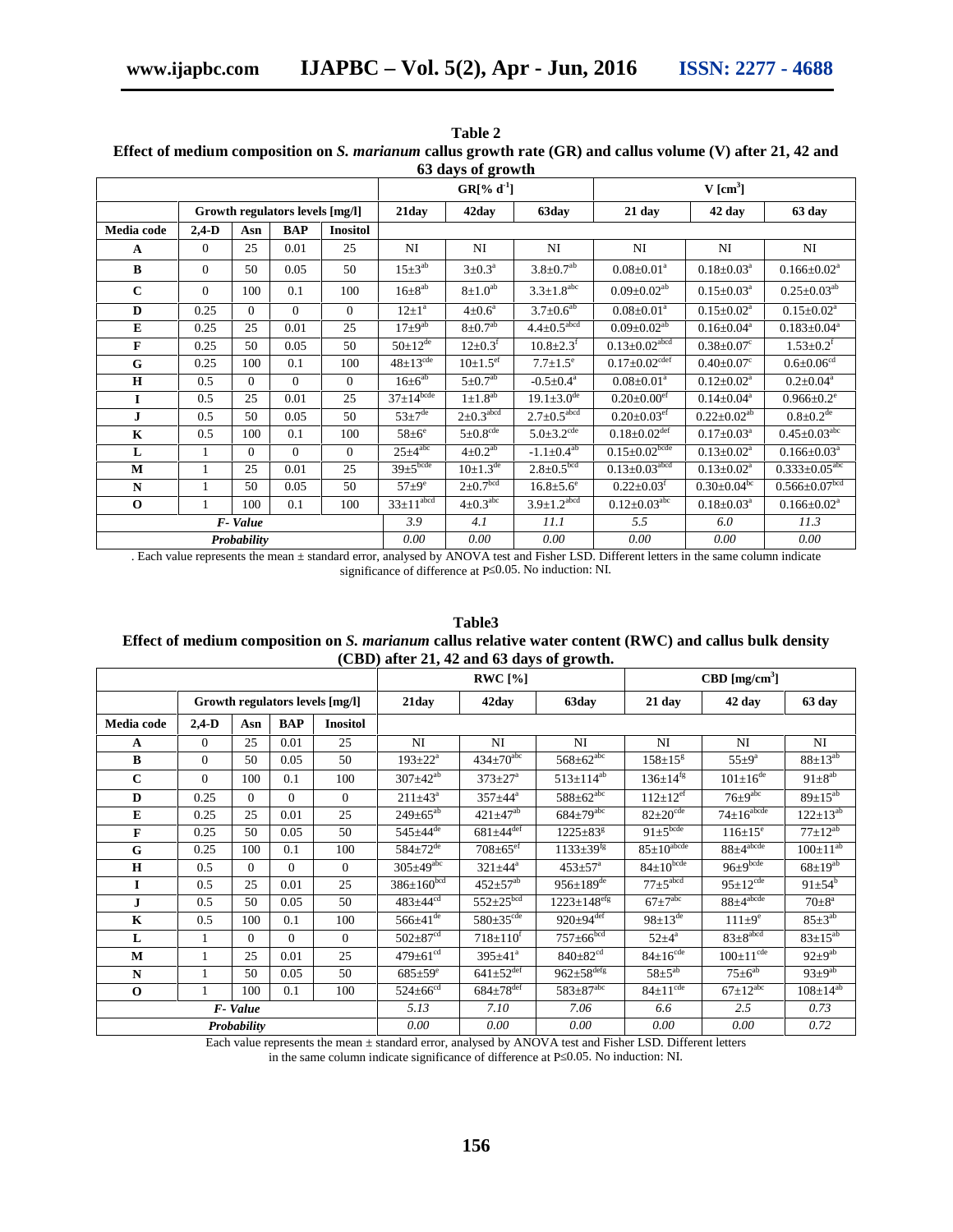**Table 2**
**Effect of medium composition on *S. marianum* callus growth rate (GR) and callus volume (V) after 21, 42 and 63 days of growth**

| | Growth regulators levels [mg/l] | | | | GR[% $d^{-1}$] | | | V [$cm^3$] | | |
|---|---|---|---|---|---|---|---|---|---|---|
| Media code | 2,4-D | Asn | BAP | Inositol | 21day | 42day | 63day | 21 day | 42 day | 63 day |
| A | 0 | 25 | 0.01 | 25 | NI | NI | NI | NI | NI | NI |
| B | 0 | 50 | 0.05 | 50 | $15\pm3^{ab}$ | $3\pm0.3^{a}$ | $3.8\pm0.7^{ab}$ | $0.08\pm0.01^{a}$ | $0.18\pm0.03^{a}$ | $0.166\pm0.02^{a}$ |
| C | 0 | 100 | 0.1 | 100 | $16\pm8^{ab}$ | $8\pm1.0^{ab}$ | $3.3\pm1.8^{abc}$ | $0.09\pm0.02^{ab}$ | $0.15\pm0.03^{a}$ | $0.25\pm0.03^{ab}$ |
| D | 0.25 | 0 | 0 | 0 | $12\pm1^{a}$ | $4\pm0.6^{a}$ | $3.7\pm0.6^{ab}$ | $0.08\pm0.01^{a}$ | $0.15\pm0.02^{a}$ | $0.15\pm0.02^{a}$ |
| E | 0.25 | 25 | 0.01 | 25 | $17\pm9^{ab}$ | $8\pm0.7^{ab}$ | $4.4\pm0.5^{abcd}$ | $0.09\pm0.02^{ab}$ | $0.16\pm0.04^{a}$ | $0.183\pm0.04^{a}$ |
| F | 0.25 | 50 | 0.05 | 50 | $50\pm12^{de}$ | $12\pm0.3^{f}$ | $10.8\pm2.3^{f}$ | $0.13\pm0.02^{abcd}$ | $0.38\pm0.07^{c}$ | $1.53\pm0.2^{f}$ |
| G | 0.25 | 100 | 0.1 | 100 | $48\pm13^{cde}$ | $10\pm1.5^{ef}$ | $7.7\pm1.5^{e}$ | $0.17\pm0.02^{cdef}$ | $0.40\pm0.07^{c}$ | $0.6\pm0.06^{cd}$ |
| H | 0.5 | 0 | 0 | 0 | $16\pm6^{ab}$ | $5\pm0.7^{ab}$ | $-0.5\pm0.4^{a}$ | $0.08\pm0.01^{a}$ | $0.12\pm0.02^{a}$ | $0.2\pm0.04^{a}$ |
| I | 0.5 | 25 | 0.01 | 25 | $37\pm14^{bcde}$ | $1\pm1.8^{ab}$ | $19.1\pm3.0^{de}$ | $0.20\pm0.00^{ef}$ | $0.14\pm0.04^{a}$ | $0.966\pm0.2^{e}$ |
| J | 0.5 | 50 | 0.05 | 50 | $53\pm7^{de}$ | $2\pm0.3^{abcd}$ | $2.7\pm0.5^{abcd}$ | $0.20\pm0.03^{ef}$ | $0.22\pm0.02^{ab}$ | $0.8\pm0.2^{de}$ |
| K | 0.5 | 100 | 0.1 | 100 | $58\pm6^{e}$ | $5\pm0.8^{cde}$ | $5.0\pm3.2^{cde}$ | $0.18\pm0.02^{def}$ | $0.17\pm0.03^{a}$ | $0.45\pm0.03^{abc}$ |
| L | 1 | 0 | 0 | 0 | $25\pm4^{abc}$ | $4\pm0.2^{ab}$ | $-1.1\pm0.4^{ab}$ | $0.15\pm0.02^{bcde}$ | $0.13\pm0.02^{a}$ | $0.166\pm0.03^{a}$ |
| M | 1 | 25 | 0.01 | 25 | $39\pm5^{bcde}$ | $10\pm1.3^{de}$ | $2.8\pm0.5^{bcd}$ | $0.13\pm0.03^{abcd}$ | $0.13\pm0.02^{a}$ | $0.333\pm0.05^{abc}$ |
| N | 1 | 50 | 0.05 | 50 | $57\pm9^{e}$ | $2\pm0.7^{bcd}$ | $16.8\pm5.6^{e}$ | $0.22\pm0.03^{f}$ | $0.30\pm0.04^{bc}$ | $0.566\pm0.07^{bcd}$ |
| O | 1 | 100 | 0.1 | 100 | $33\pm11^{abcd}$ | $4\pm0.3^{abc}$ | $3.9\pm1.2^{abcd}$ | $0.12\pm0.03^{abc}$ | $0.18\pm0.03^{a}$ | $0.166\pm0.02^{a}$ |
| *F- Value* | | | | | *3.9* | *4.1* | *11.1* | *5.5* | *6.0* | *11.3* |
| *Probability* | | | | | *0.00* | *0.00* | *0.00* | *0.00* | *0.00* | *0.00* |

. Each value represents the mean ± standard error, analysed by ANOVA test and Fisher LSD. Different letters in the same column indicate significance of difference at P≤0.05. No induction: NI.

**Table3**
**Effect of medium composition on *S. marianum* callus relative water content (RWC) and callus bulk density (CBD) after 21, 42 and 63 days of growth.**

| | Growth regulators levels [mg/l] | | | | RWC [%] | | | CBD [mg/$cm^3$] | | |
|---|---|---|---|---|---|---|---|---|---|---|
| Media code | 2,4-D | Asn | BAP | Inositol | 21day | 42day | 63day | 21 day | 42 day | 63 day |
| A | 0 | 25 | 0.01 | 25 | NI | NI | NI | NI | NI | NI |
| B | 0 | 50 | 0.05 | 50 | $193\pm22^{a}$ | $434\pm70^{abc}$ | $568\pm62^{abc}$ | $158\pm15^{g}$ | $55\pm9^{a}$ | $88\pm13^{ab}$ |
| C | 0 | 100 | 0.1 | 100 | $307\pm42^{ab}$ | $373\pm27^{a}$ | $513\pm114^{ab}$ | $136\pm14^{fg}$ | $101\pm16^{de}$ | $91\pm8^{ab}$ |
| D | 0.25 | 0 | 0 | 0 | $211\pm43^{a}$ | $357\pm44^{a}$ | $588\pm62^{abc}$ | $112\pm12^{ef}$ | $76\pm9^{abc}$ | $89\pm15^{ab}$ |
| E | 0.25 | 25 | 0.01 | 25 | $249\pm65^{ab}$ | $421\pm47^{ab}$ | $684\pm79^{abc}$ | $82\pm20^{cde}$ | $74\pm16^{abcde}$ | $122\pm13^{ab}$ |
| F | 0.25 | 50 | 0.05 | 50 | $545\pm44^{de}$ | $681\pm44^{def}$ | $1225\pm83^{g}$ | $91\pm5^{bcde}$ | $116\pm15^{e}$ | $77\pm12^{ab}$ |
| G | 0.25 | 100 | 0.1 | 100 | $584\pm72^{de}$ | $708\pm65^{ef}$ | $1133\pm39^{fg}$ | $85\pm10^{abcde}$ | $88\pm4^{abcde}$ | $100\pm11^{ab}$ |
| H | 0.5 | 0 | 0 | 0 | $305\pm49^{abc}$ | $321\pm44^{a}$ | $453\pm57^{a}$ | $84\pm10^{bcde}$ | $96\pm9^{bcde}$ | $68\pm19^{ab}$ |
| I | 0.5 | 25 | 0.01 | 25 | $386\pm160^{bcd}$ | $452\pm57^{ab}$ | $956\pm189^{de}$ | $77\pm5^{abcd}$ | $95\pm12^{cde}$ | $91\pm54^{b}$ |
| J | 0.5 | 50 | 0.05 | 50 | $483\pm44^{cd}$ | $552\pm25^{bcd}$ | $1223\pm148^{efg}$ | $67\pm7^{abc}$ | $88\pm4^{abcde}$ | $70\pm8^{a}$ |
| K | 0.5 | 100 | 0.1 | 100 | $566\pm41^{de}$ | $580\pm35^{cde}$ | $920\pm94^{def}$ | $98\pm13^{de}$ | $111\pm9^{e}$ | $85\pm3^{ab}$ |
| L | 1 | 0 | 0 | 0 | $502\pm87^{cd}$ | $718\pm110^{f}$ | $757\pm66^{bcd}$ | $52\pm4^{a}$ | $83\pm8^{abcd}$ | $83\pm15^{ab}$ |
| M | 1 | 25 | 0.01 | 25 | $479\pm61^{cd}$ | $395\pm41^{a}$ | $840\pm82^{cd}$ | $84\pm16^{cde}$ | $100\pm11^{cde}$ | $92\pm9^{ab}$ |
| N | 1 | 50 | 0.05 | 50 | $685\pm59^{e}$ | $641\pm52^{def}$ | $962\pm58^{defg}$ | $58\pm5^{ab}$ | $75\pm6^{ab}$ | $93\pm9^{ab}$ |
| O | 1 | 100 | 0.1 | 100 | $524\pm66^{cd}$ | $684\pm78^{def}$ | $583\pm87^{abc}$ | $84\pm11^{cde}$ | $67\pm12^{abc}$ | $108\pm14^{ab}$ |
| *F- Value* | | | | | *5.13* | *7.10* | *7.06* | *6.6* | *2.5* | *0.73* |
| *Probability* | | | | | *0.00* | *0.00* | *0.00* | *0.00* | *0.00* | *0.72* |

Each value represents the mean ± standard error, analysed by ANOVA test and Fisher LSD. Different letters in the same column indicate significance of difference at P≤0.05. No induction: NI.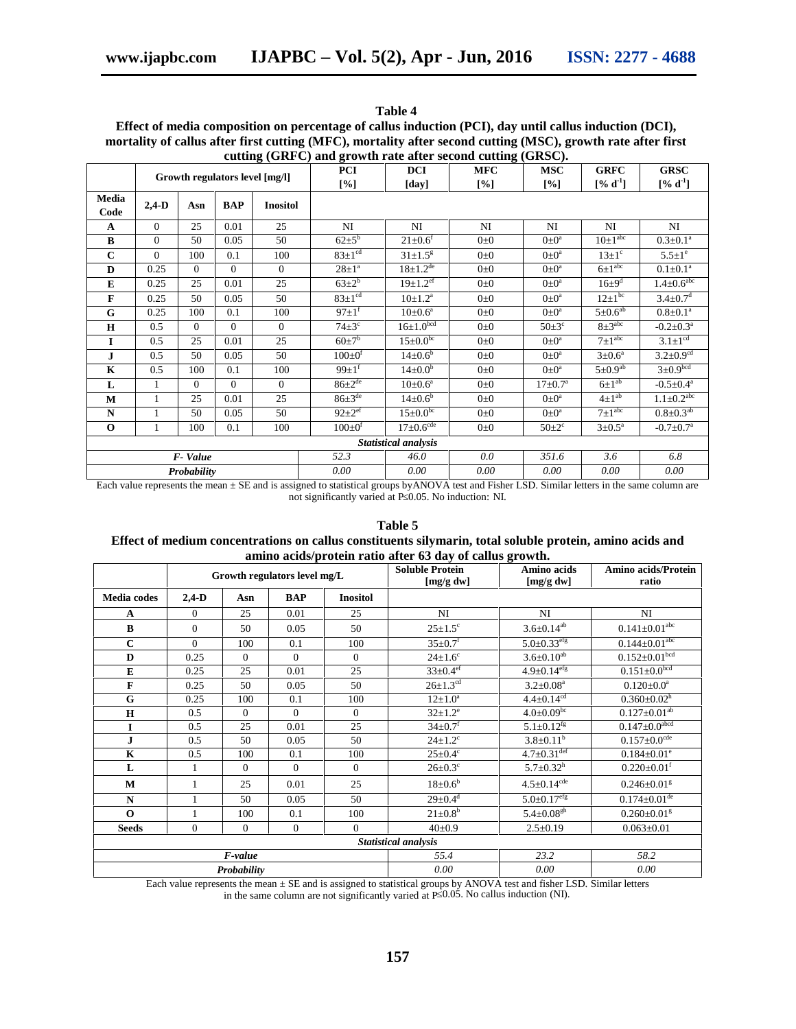**Table 4**

**Effect of media composition on percentage of callus induction (PCI), day until callus induction (DCI), mortality of callus after first cutting (MFC), mortality after second cutting (MSC), growth rate after first cutting (GRFC) and growth rate after second cutting (GRSC).**

| | Growth regulators level [mg/l] | | | | PCI [%] | DCI [day] | MFC [%] | MSC [%] | GRFC [% $d^{-1}$] | GRSC [% $d^{-1}$] |
|---|---|---|---|---|---|---|---|---|---|---|
| Media Code | 2,4-D | Asn | BAP | Inositol | | | | | | |
| A | 0 | 25 | 0.01 | 25 | NI | NI | NI | NI | NI | NI |
| B | 0 | 50 | 0.05 | 50 | $62±5^{b}$ | $21±0.6^{f}$ | 0±0 | $0±0^{a}$ | $10±1^{abc}$ | $0.3±0.1^{a}$ |
| C | 0 | 100 | 0.1 | 100 | $83±1^{cd}$ | $31±1.5^{g}$ | 0±0 | $0±0^{a}$ | $13±1^{c}$ | $5.5±1^{e}$ |
| D | 0.25 | 0 | 0 | 0 | $28±1^{a}$ | $18±1.2^{de}$ | 0±0 | $0±0^{a}$ | $6±1^{abc}$ | $0.1±0.1^{a}$ |
| E | 0.25 | 25 | 0.01 | 25 | $63±2^{b}$ | $19±1.2^{ef}$ | 0±0 | $0±0^{a}$ | $16±9^{d}$ | $1.4±0.6^{abc}$ |
| F | 0.25 | 50 | 0.05 | 50 | $83±1^{cd}$ | $10±1.2^{a}$ | 0±0 | $0±0^{a}$ | $12±1^{bc}$ | $3.4±0.7^{d}$ |
| G | 0.25 | 100 | 0.1 | 100 | $97±1^{f}$ | $10±0.6^{a}$ | 0±0 | $0±0^{a}$ | $5±0.6^{ab}$ | $0.8±0.1^{a}$ |
| H | 0.5 | 0 | 0 | 0 | $74±3^{c}$ | $16±1.0^{bcd}$ | 0±0 | $50±3^{c}$ | $8±3^{abc}$ | $-0.2±0.3^{a}$ |
| I | 0.5 | 25 | 0.01 | 25 | $60±7^{b}$ | $15±0.0^{bc}$ | 0±0 | $0±0^{a}$ | $7±1^{abc}$ | $3.1±1^{cd}$ |
| J | 0.5 | 50 | 0.05 | 50 | $100±0^{f}$ | $14±0.6^{b}$ | 0±0 | $0±0^{a}$ | $3±0.6^{a}$ | $3.2±0.9^{cd}$ |
| K | 0.5 | 100 | 0.1 | 100 | $99±1^{f}$ | $14±0.0^{b}$ | 0±0 | $0±0^{a}$ | $5±0.9^{ab}$ | $3±0.9^{bcd}$ |
| L | 1 | 0 | 0 | 0 | $86±2^{de}$ | $10±0.6^{a}$ | 0±0 | $17±0.7^{a}$ | $6±1^{ab}$ | $-0.5±0.4^{a}$ |
| M | 1 | 25 | 0.01 | 25 | $86±3^{de}$ | $14±0.6^{b}$ | 0±0 | $0±0^{a}$ | $4±1^{ab}$ | $1.1±0.2^{abc}$ |
| N | 1 | 50 | 0.05 | 50 | $92±2^{ef}$ | $15±0.0^{bc}$ | 0±0 | $0±0^{a}$ | $7±1^{abc}$ | $0.8±0.3^{ab}$ |
| O | 1 | 100 | 0.1 | 100 | $100±0^{f}$ | $17±0.6^{cde}$ | 0±0 | $50±2^{c}$ | $3±0.5^{a}$ | $-0.7±0.7^{a}$ |
| *Statistical analysis* | | | | | | | | | | |
| *F- Value* | | | | | *52.3* | *46.0* | *0.0* | *351.6* | *3.6* | *6.8* |
| *Probability* | | | | | *0.00* | *0.00* | *0.00* | *0.00* | *0.00* | *0.00* |

Each value represents the mean ± SE and is assigned to statistical groups byANOVA test and Fisher LSD. Similar letters in the same column are not significantly varied at P≤0.05. No induction: NI.

**Table 5**

**Effect of medium concentrations on callus constituents silymarin, total soluble protein, amino acids and amino acids/protein ratio after 63 day of callus growth.**

| | Growth regulators level mg/L | | | | Soluble Protein [mg/g dw] | Amino acids [mg/g dw] | Amino acids/Protein ratio |
|---|---|---|---|---|---|---|---|
| Media codes | 2,4-D | Asn | BAP | Inositol | | | |
| A | 0 | 25 | 0.01 | 25 | NI | NI | NI |
| B | 0 | 50 | 0.05 | 50 | $25±1.5^{c}$ | $3.6±0.14^{ab}$ | $0.141±0.01^{abc}$ |
| C | 0 | 100 | 0.1 | 100 | $35±0.7^{f}$ | $5.0±0.33^{efg}$ | $0.144±0.01^{abc}$ |
| D | 0.25 | 0 | 0 | 0 | $24±1.6^{c}$ | $3.6±0.10^{ab}$ | $0.152±0.01^{bcd}$ |
| E | 0.25 | 25 | 0.01 | 25 | $33±0.4^{ef}$ | $4.9±0.14^{efg}$ | $0.151±0.0^{bcd}$ |
| F | 0.25 | 50 | 0.05 | 50 | $26±1.3^{cd}$ | $3.2±0.08^{a}$ | $0.120±0.0^{a}$ |
| G | 0.25 | 100 | 0.1 | 100 | $12±1.0^{a}$ | $4.4±0.14^{cd}$ | $0.360±0.02^{h}$ |
| H | 0.5 | 0 | 0 | 0 | $32±1.2^{e}$ | $4.0±0.09^{bc}$ | $0.127±0.01^{ab}$ |
| I | 0.5 | 25 | 0.01 | 25 | $34±0.7^{f}$ | $5.1±0.12^{fg}$ | $0.147±0.0^{abcd}$ |
| J | 0.5 | 50 | 0.05 | 50 | $24±1.2^{c}$ | $3.8±0.11^{b}$ | $0.157±0.0^{cde}$ |
| K | 0.5 | 100 | 0.1 | 100 | $25±0.4^{c}$ | $4.7±0.31^{def}$ | $0.184±0.01^{e}$ |
| L | 1 | 0 | 0 | 0 | $26±0.3^{c}$ | $5.7±0.32^{h}$ | $0.220±0.01^{f}$ |
| M | 1 | 25 | 0.01 | 25 | $18±0.6^{b}$ | $4.5±0.14^{cde}$ | $0.246±0.01^{g}$ |
| N | 1 | 50 | 0.05 | 50 | $29±0.4^{d}$ | $5.0±0.17^{efg}$ | $0.174±0.01^{de}$ |
| O | 1 | 100 | 0.1 | 100 | $21±0.8^{b}$ | $5.4±0.08^{gh}$ | $0.260±0.01^{g}$ |
| Seeds | 0 | 0 | 0 | 0 | 40±0.9 | 2.5±0.19 | 0.063±0.01 |
| *Statistical analysis* | | | | | | | |
| *F-value* | | | | | *55.4* | *23.2* | *58.2* |
| *Probability* | | | | | *0.00* | *0.00* | *0.00* |

Each value represents the mean ± SE and is assigned to statistical groups by ANOVA test and fisher LSD. Similar letters in the same column are not significantly varied at P≤0.05. No callus induction (NI).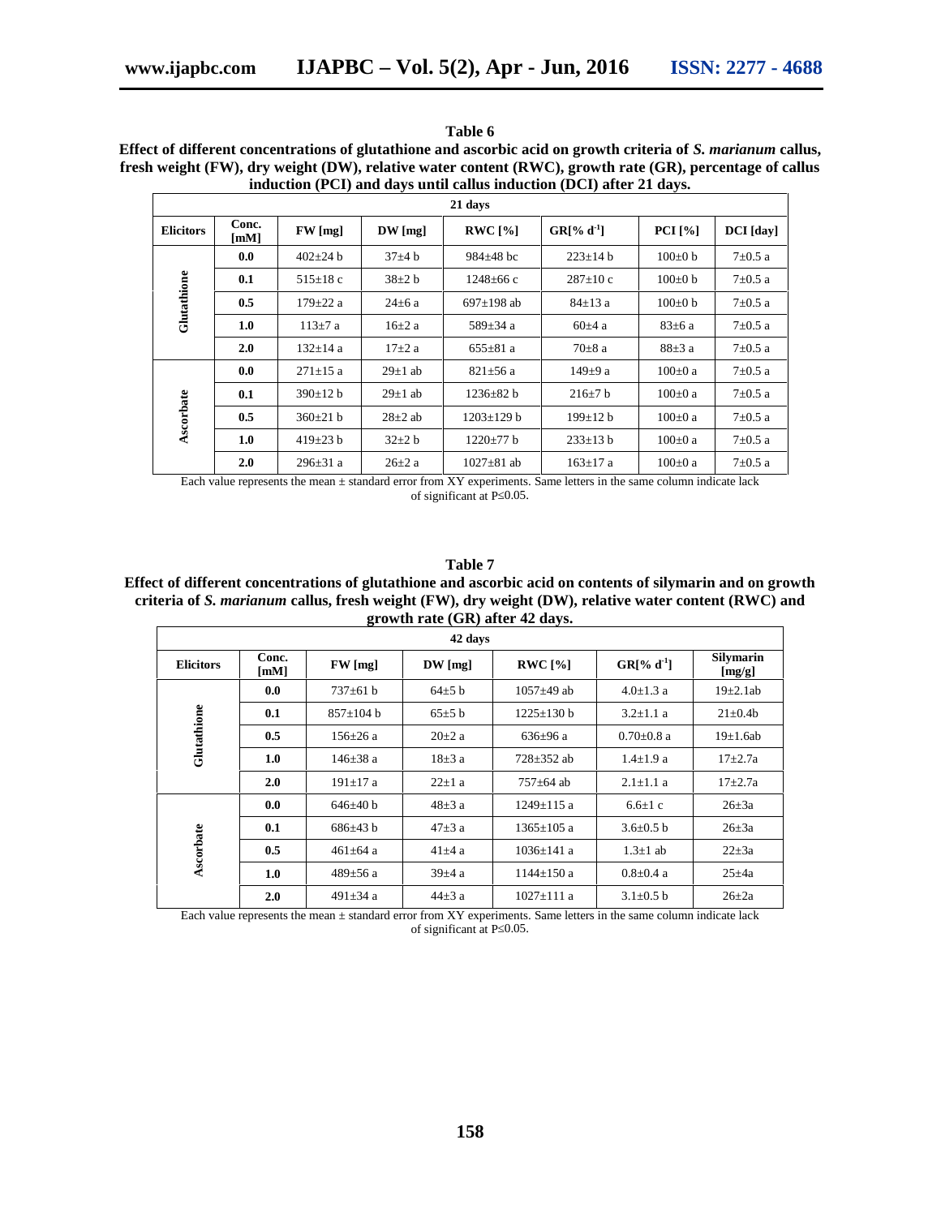**Table 6**

**Effect of different concentrations of glutathione and ascorbic acid on growth criteria of *S. marianum* callus, fresh weight (FW), dry weight (DW), relative water content (RWC), growth rate (GR), percentage of callus induction (PCI) and days until callus induction (DCI) after 21 days.**

| 21 days | | | | | | | |
|---|---|---|---|---|---|---|---|
| **Elicitors** | **Conc. [mM]** | **FW [mg]** | **DW [mg]** | **RWC [%]** | **GR[% $d^{-1}$]** | **PCI [%]** | **DCI [day]** |
| Glutathione | **0.0** | 402±24 b | 37±4 b | 984±48 bc | 223±14 b | 100±0 b | 7±0.5 a |
| | **0.1** | 515±18 c | 38±2 b | 1248±66 c | 287±10 c | 100±0 b | 7±0.5 a |
| | **0.5** | 179±22 a | 24±6 a | 697±198 ab | 84±13 a | 100±0 b | 7±0.5 a |
| | **1.0** | 113±7 a | 16±2 a | 589±34 a | 60±4 a | 83±6 a | 7±0.5 a |
| | **2.0** | 132±14 a | 17±2 a | 655±81 a | 70±8 a | 88±3 a | 7±0.5 a |
| Ascorbate | **0.0** | 271±15 a | 29±1 ab | 821±56 a | 149±9 a | 100±0 a | 7±0.5 a |
| | **0.1** | 390±12 b | 29±1 ab | 1236±82 b | 216±7 b | 100±0 a | 7±0.5 a |
| | **0.5** | 360±21 b | 28±2 ab | 1203±129 b | 199±12 b | 100±0 a | 7±0.5 a |
| | **1.0** | 419±23 b | 32±2 b | 1220±77 b | 233±13 b | 100±0 a | 7±0.5 a |
| | **2.0** | 296±31 a | 26±2 a | 1027±81 ab | 163±17 a | 100±0 a | 7±0.5 a |

Each value represents the mean ± standard error from XY experiments. Same letters in the same column indicate lack of significant at P≤0.05.

**Table 7**

**Effect of different concentrations of glutathione and ascorbic acid on contents of silymarin and on growth criteria of *S. marianum* callus, fresh weight (FW), dry weight (DW), relative water content (RWC) and growth rate (GR) after 42 days.**

| 42 days | | | | | | |
|---|---|---|---|---|---|---|
| **Elicitors** | **Conc. [mM]** | **FW [mg]** | **DW [mg]** | **RWC [%]** | **GR[% $d^{-1}$]** | **Silymarin [mg/g]** |
| Glutathione | **0.0** | 737±61 b | 64±5 b | 1057±49 ab | 4.0±1.3 a | 19±2.1ab |
| | **0.1** | 857±104 b | 65±5 b | 1225±130 b | 3.2±1.1 a | 21±0.4b |
| | **0.5** | 156±26 a | 20±2 a | 636±96 a | 0.70±0.8 a | 19±1.6ab |
| | **1.0** | 146±38 a | 18±3 a | 728±352 ab | 1.4±1.9 a | 17±2.7a |
| | **2.0** | 191±17 a | 22±1 a | 757±64 ab | 2.1±1.1 a | 17±2.7a |
| Ascorbate | **0.0** | 646±40 b | 48±3 a | 1249±115 a | 6.6±1 c | 26±3a |
| | **0.1** | 686±43 b | 47±3 a | 1365±105 a | 3.6±0.5 b | 26±3a |
| | **0.5** | 461±64 a | 41±4 a | 1036±141 a | 1.3±1 ab | 22±3a |
| | **1.0** | 489±56 a | 39±4 a | 1144±150 a | 0.8±0.4 a | 25±4a |
| | **2.0** | 491±34 a | 44±3 a | 1027±111 a | 3.1±0.5 b | 26±2a |

Each value represents the mean ± standard error from XY experiments. Same letters in the same column indicate lack of significant at P≤0.05.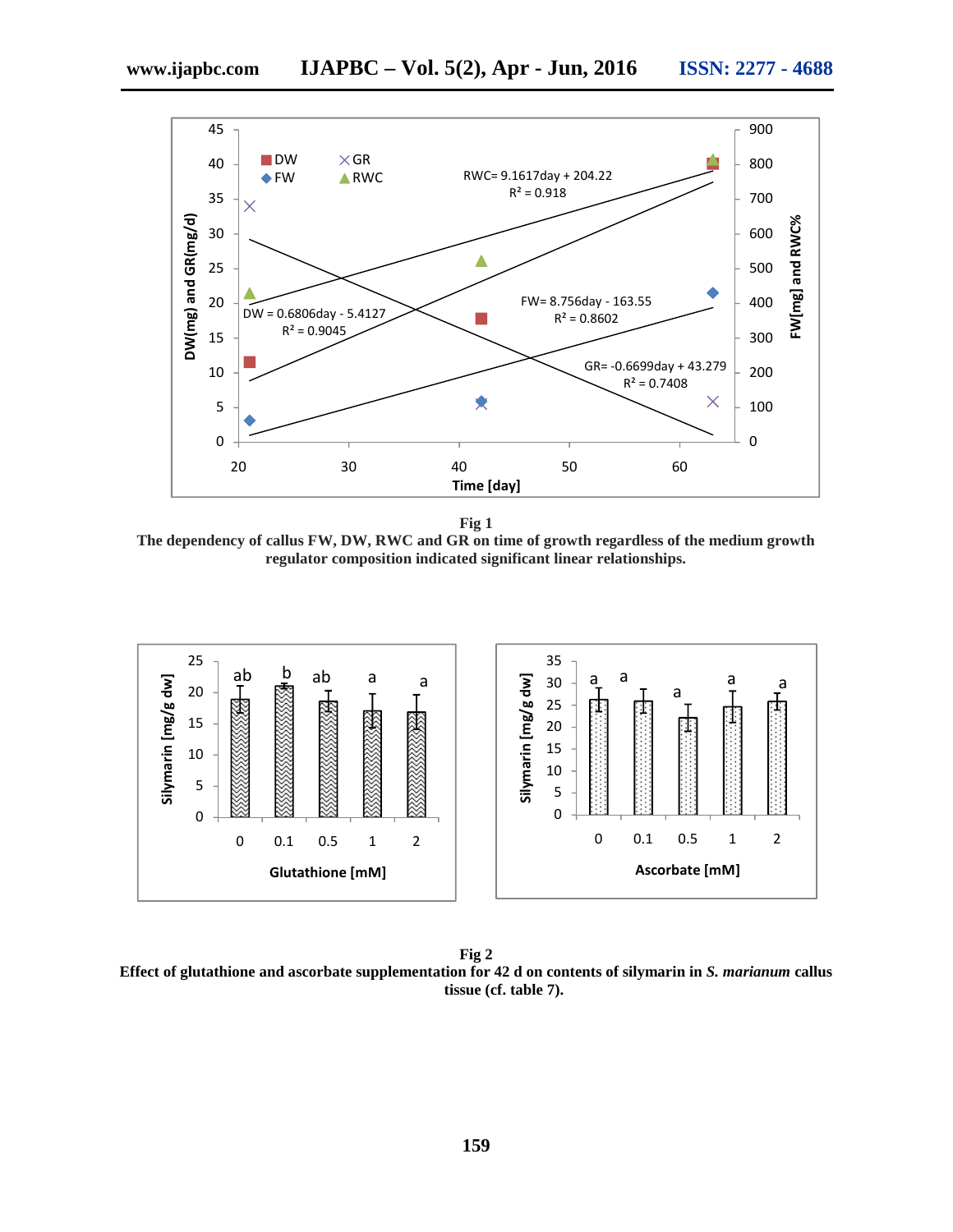**Fig 1**
**The dependency of callus FW, DW, RWC and GR on time of growth regardless of the medium growth regulator composition indicated significant linear relationships.**

**Fig 2**
**Effect of glutathione and ascorbate supplementation for 42 d on contents of silymarin in *S. marianum* callus tissue (cf. table 7).**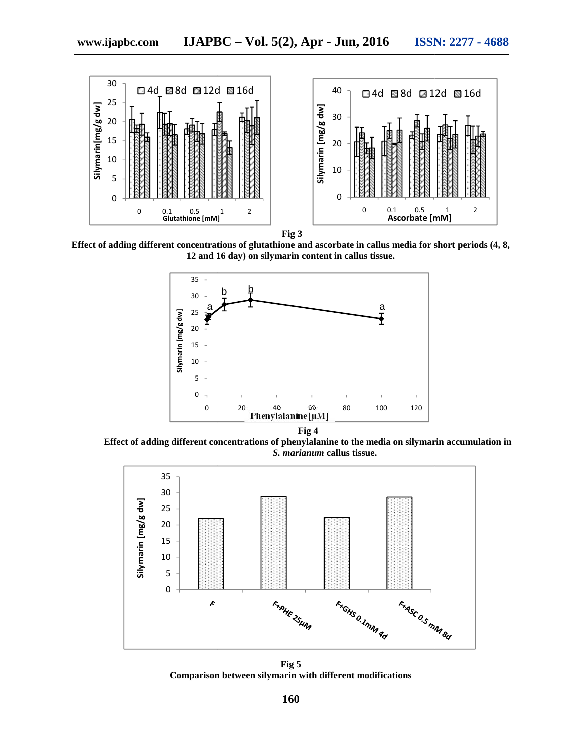**Fig 3**

**Effect of adding different concentrations of glutathione and ascorbate in callus media for short periods (4, 8, 12 and 16 day) on silymarin content in callus tissue.**

**Fig 4**

**Effect of adding different concentrations of phenylalanine to the media on silymarin accumulation in *S. marianum* callus tissue.**

**Fig 5**

**Comparison between silymarin with different modifications**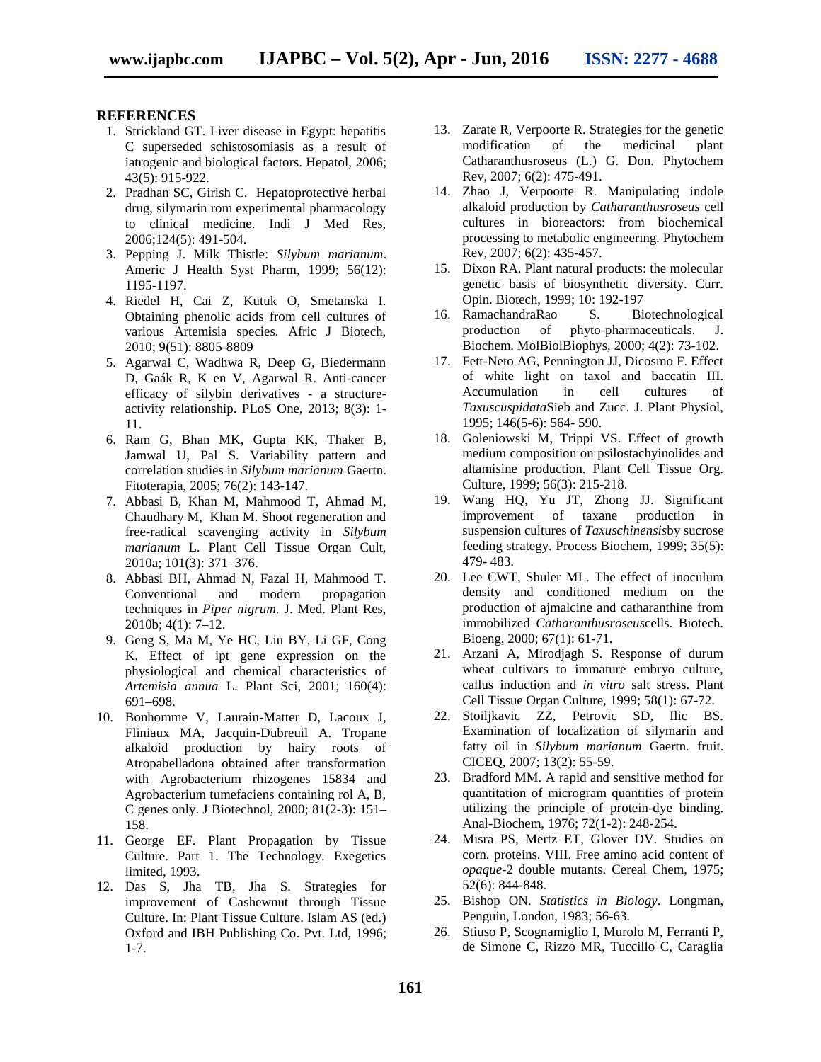## REFERENCES

1. Strickland GT. Liver disease in Egypt: hepatitis C superseded schistosomiasis as a result of iatrogenic and biological factors. Hepatol, 2006; 43(5): 915-922.
2. Pradhan SC, Girish C. Hepatoprotective herbal drug, silymarin rom experimental pharmacology to clinical medicine. Indi J Med Res, 2006;124(5): 491-504.
3. Pepping J. Milk Thistle: *Silybum marianum*. Americ J Health Syst Pharm, 1999; 56(12): 1195-1197.
4. Riedel H, Cai Z, Kutuk O, Smetanska I. Obtaining phenolic acids from cell cultures of various Artemisia species. Afric J Biotech, 2010; 9(51): 8805-8809
5. Agarwal C, Wadhwa R, Deep G, Biedermann D, Gaák R, K en V, Agarwal R. Anti-cancer efficacy of silybin derivatives - a structure-activity relationship. PLoS One, 2013; 8(3): 1-11.
6. Ram G, Bhan MK, Gupta KK, Thaker B, Jamwal U, Pal S. Variability pattern and correlation studies in *Silybum marianum* Gaertn. Fitoterapia, 2005; 76(2): 143-147.
7. Abbasi B, Khan M, Mahmood T, Ahmad M, Chaudhary M, Khan M. Shoot regeneration and free-radical scavenging activity in *Silybum marianum* L. Plant Cell Tissue Organ Cult, 2010a; 101(3): 371–376.
8. Abbasi BH, Ahmad N, Fazal H, Mahmood T. Conventional and modern propagation techniques in *Piper nigrum*. J. Med. Plant Res, 2010b; 4(1): 7–12.
9. Geng S, Ma M, Ye HC, Liu BY, Li GF, Cong K. Effect of ipt gene expression on the physiological and chemical characteristics of *Artemisia annua* L. Plant Sci, 2001; 160(4): 691–698.
10. Bonhomme V, Laurain-Matter D, Lacoux J, Fliniaux MA, Jacquin-Dubreuil A. Tropane alkaloid production by hairy roots of Atropabelladona obtained after transformation with Agrobacterium rhizogenes 15834 and Agrobacterium tumefaciens containing rol A, B, C genes only. J Biotechnol, 2000; 81(2-3): 151–158.
11. George EF. Plant Propagation by Tissue Culture. Part 1. The Technology. Exegetics limited, 1993.
12. Das S, Jha TB, Jha S. Strategies for improvement of Cashewnut through Tissue Culture. In: Plant Tissue Culture. Islam AS (ed.) Oxford and IBH Publishing Co. Pvt. Ltd, 1996; 1-7.
13. Zarate R, Verpoorte R. Strategies for the genetic modification of the medicinal plant Catharanthusroseus (L.) G. Don. Phytochem Rev, 2007; 6(2): 475-491.
14. Zhao J, Verpoorte R. Manipulating indole alkaloid production by *Catharanthusroseus* cell cultures in bioreactors: from biochemical processing to metabolic engineering. Phytochem Rev, 2007; 6(2): 435-457.
15. Dixon RA. Plant natural products: the molecular genetic basis of biosynthetic diversity. Curr. Opin. Biotech, 1999; 10: 192-197
16. RamachandraRao S. Biotechnological production of phyto-pharmaceuticals. J. Biochem. MolBiolBiophys, 2000; 4(2): 73-102.
17. Fett-Neto AG, Pennington JJ, Dicosmo F. Effect of white light on taxol and baccatin III. Accumulation in cell cultures of *Taxuscuspidata*Sieb and Zucc. J. Plant Physiol, 1995; 146(5-6): 564- 590.
18. Goleniowski M, Trippi VS. Effect of growth medium composition on psilostachyinolides and altamisine production. Plant Cell Tissue Org. Culture, 1999; 56(3): 215-218.
19. Wang HQ, Yu JT, Zhong JJ. Significant improvement of taxane production in suspension cultures of *Taxuschinensis*by sucrose feeding strategy. Process Biochem, 1999; 35(5): 479- 483.
20. Lee CWT, Shuler ML. The effect of inoculum density and conditioned medium on the production of ajmalcine and catharanthine from immobilized *Catharanthusroseus*cells. Biotech. Bioeng, 2000; 67(1): 61-71.
21. Arzani A, Mirodjagh S. Response of durum wheat cultivars to immature embryo culture, callus induction and *in vitro* salt stress. Plant Cell Tissue Organ Culture, 1999; 58(1): 67-72.
22. Stoiljkavic ZZ, Petrovic SD, Ilic BS. Examination of localization of silymarin and fatty oil in *Silybum marianum* Gaertn. fruit. CICEQ, 2007; 13(2): 55-59.
23. Bradford MM. A rapid and sensitive method for quantitation of microgram quantities of protein utilizing the principle of protein-dye binding. Anal-Biochem, 1976; 72(1-2): 248-254.
24. Misra PS, Mertz ET, Glover DV. Studies on corn. proteins. VIII. Free amino acid content of *opaque*-2 double mutants. Cereal Chem, 1975; 52(6): 844-848.
25. Bishop ON. *Statistics in Biology*. Longman, Penguin, London, 1983; 56-63.
26. Stiuso P, Scognamiglio I, Murolo M, Ferranti P, de Simone C, Rizzo MR, Tuccillo C, Caraglia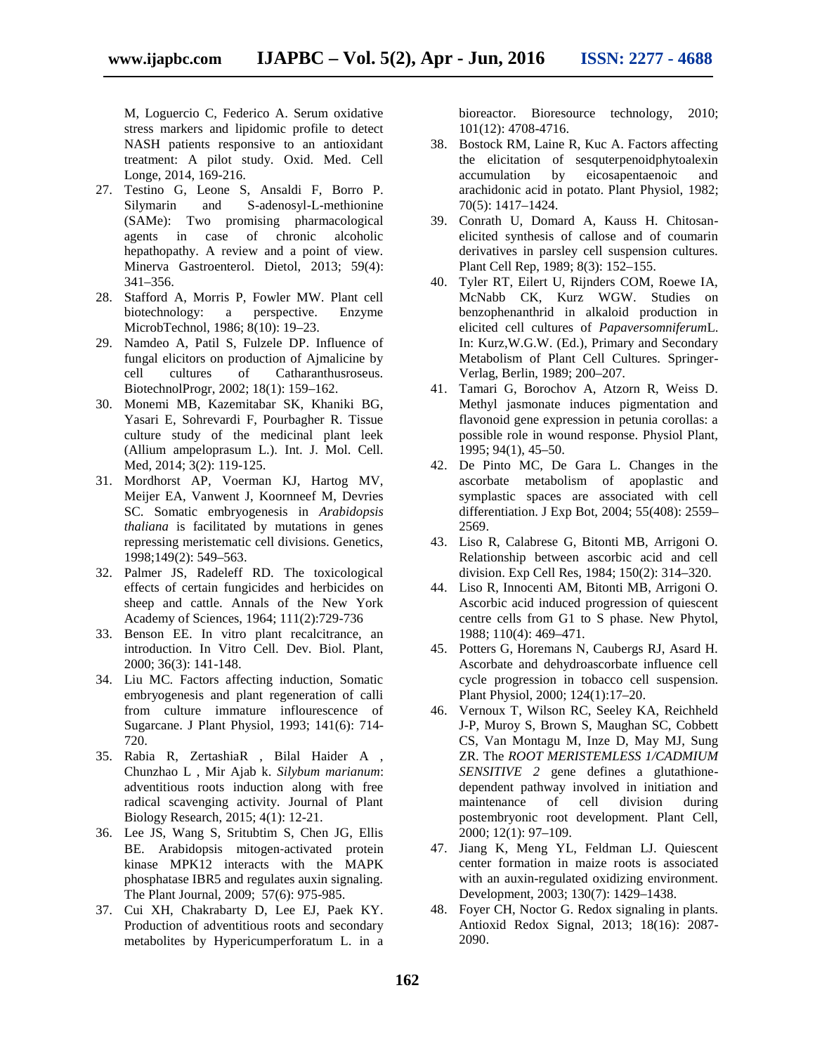M, Loguercio C, Federico A. Serum oxidative stress markers and lipidomic profile to detect NASH patients responsive to an antioxidant treatment: A pilot study. Oxid. Med. Cell Longe, 2014, 169-216.

27. Testino G, Leone S, Ansaldi F, Borro P. Silymarin and S-adenosyl-L-methionine (SAMe): Two promising pharmacological agents in case of chronic alcoholic hepathopathy. A review and a point of view. Minerva Gastroenterol. Dietol, 2013; 59(4): 341–356.
28. Stafford A, Morris P, Fowler MW. Plant cell biotechnology: a perspective. Enzyme MicrobTechnol, 1986; 8(10): 19–23.
29. Namdeo A, Patil S, Fulzele DP. Influence of fungal elicitors on production of Ajmalicine by cell cultures of Catharanthusroseus. BiotechnolProgr, 2002; 18(1): 159–162.
30. Monemi MB, Kazemitabar SK, Khaniki BG, Yasari E, Sohrevardi F, Pourbagher R. Tissue culture study of the medicinal plant leek (Allium ampeloprasum L.). Int. J. Mol. Cell. Med, 2014; 3(2): 119-125.
31. Mordhorst AP, Voerman KJ, Hartog MV, Meijer EA, Vanwent J, Koornneef M, Devries SC. Somatic embryogenesis in *Arabidopsis thaliana* is facilitated by mutations in genes repressing meristematic cell divisions. Genetics, 1998;149(2): 549–563.
32. Palmer JS, Radeleff RD. The toxicological effects of certain fungicides and herbicides on sheep and cattle. Annals of the New York Academy of Sciences, 1964; 111(2):729-736
33. Benson EE. In vitro plant recalcitrance, an introduction. In Vitro Cell. Dev. Biol. Plant, 2000; 36(3): 141-148.
34. Liu MC. Factors affecting induction, Somatic embryogenesis and plant regeneration of calli from culture immature inflourescence of Sugarcane. J Plant Physiol, 1993; 141(6): 714-720.
35. Rabia R, ZertashiaR , Bilal Haider A , Chunzhao L , Mir Ajab k. *Silybum marianum*: adventitious roots induction along with free radical scavenging activity. Journal of Plant Biology Research, 2015; 4(1): 12-21.
36. Lee JS, Wang S, Sritubtim S, Chen JG, Ellis BE. Arabidopsis mitogen-activated protein kinase MPK12 interacts with the MAPK phosphatase IBR5 and regulates auxin signaling. The Plant Journal, 2009; 57(6): 975-985.
37. Cui XH, Chakrabarty D, Lee EJ, Paek KY. Production of adventitious roots and secondary metabolites by Hypericumperforatum L. in a bioreactor. Bioresource technology, 2010; 101(12): 4708-4716.
38. Bostock RM, Laine R, Kuc A. Factors affecting the elicitation of sesquterpenoidphytoalexin accumulation by eicosapentaenoic and arachidonic acid in potato. Plant Physiol, 1982; 70(5): 1417–1424.
39. Conrath U, Domard A, Kauss H. Chitosan-elicited synthesis of callose and of coumarin derivatives in parsley cell suspension cultures. Plant Cell Rep, 1989; 8(3): 152–155.
40. Tyler RT, Eilert U, Rijnders COM, Roewe IA, McNabb CK, Kurz WGW. Studies on benzophenanthrid in alkaloid production in elicited cell cultures of *Papaversomniferum*L. In: Kurz,W.G.W. (Ed.), Primary and Secondary Metabolism of Plant Cell Cultures. Springer-Verlag, Berlin, 1989; 200–207.
41. Tamari G, Borochov A, Atzorn R, Weiss D. Methyl jasmonate induces pigmentation and flavonoid gene expression in petunia corollas: a possible role in wound response. Physiol Plant, 1995; 94(1), 45–50.
42. De Pinto MC, De Gara L. Changes in the ascorbate metabolism of apoplastic and symplastic spaces are associated with cell differentiation. J Exp Bot, 2004; 55(408): 2559–2569.
43. Liso R, Calabrese G, Bitonti MB, Arrigoni O. Relationship between ascorbic acid and cell division. Exp Cell Res, 1984; 150(2): 314–320.
44. Liso R, Innocenti AM, Bitonti MB, Arrigoni O. Ascorbic acid induced progression of quiescent centre cells from G1 to S phase. New Phytol, 1988; 110(4): 469–471.
45. Potters G, Horemans N, Caubergs RJ, Asard H. Ascorbate and dehydroascorbate influence cell cycle progression in tobacco cell suspension. Plant Physiol, 2000; 124(1):17–20.
46. Vernoux T, Wilson RC, Seeley KA, Reichheld J-P, Muroy S, Brown S, Maughan SC, Cobbett CS, Van Montagu M, Inze D, May MJ, Sung ZR. The *ROOT MERISTEMLESS 1/CADMIUM SENSITIVE 2* gene defines a glutathione-dependent pathway involved in initiation and maintenance of cell division during postembryonic root development. Plant Cell, 2000; 12(1): 97–109.
47. Jiang K, Meng YL, Feldman LJ. Quiescent center formation in maize roots is associated with an auxin-regulated oxidizing environment. Development, 2003; 130(7): 1429–1438.
48. Foyer CH, Noctor G. Redox signaling in plants. Antioxid Redox Signal, 2013; 18(16): 2087-2090.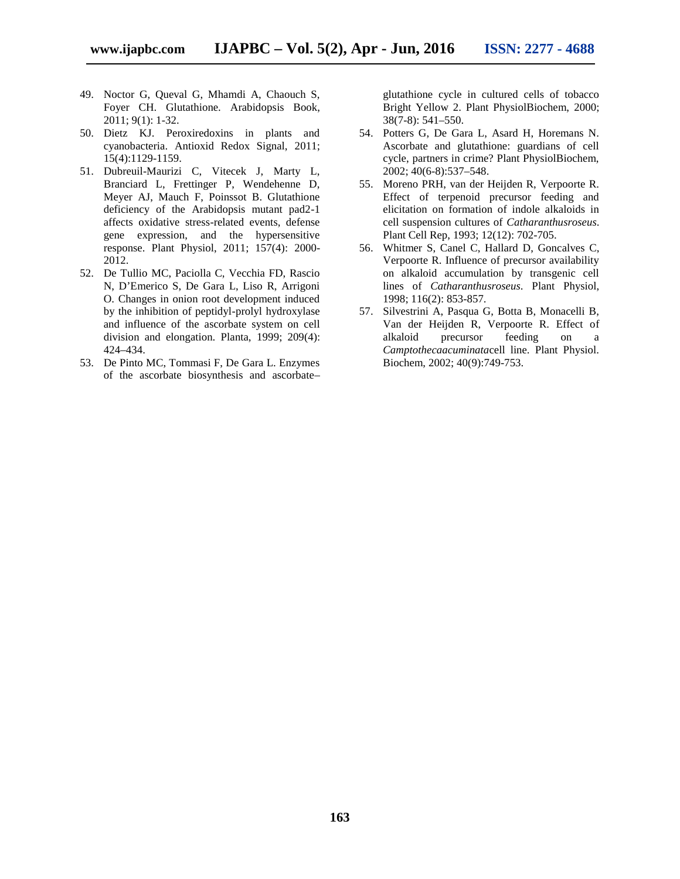49. Noctor G, Queval G, Mhamdi A, Chaouch S, Foyer CH. Glutathione. Arabidopsis Book, 2011; 9(1): 1-32.
50. Dietz KJ. Peroxiredoxins in plants and cyanobacteria. Antioxid Redox Signal, 2011; 15(4):1129-1159.
51. Dubreuil-Maurizi C, Vitecek J, Marty L, Branciard L, Frettinger P, Wendehenne D, Meyer AJ, Mauch F, Poinssot B. Glutathione deficiency of the Arabidopsis mutant pad2-1 affects oxidative stress-related events, defense gene expression, and the hypersensitive response. Plant Physiol, 2011; 157(4): 2000-2012.
52. De Tullio MC, Paciolla C, Vecchia FD, Rascio N, D'Emerico S, De Gara L, Liso R, Arrigoni O. Changes in onion root development induced by the inhibition of peptidyl-prolyl hydroxylase and influence of the ascorbate system on cell division and elongation. Planta, 1999; 209(4): 424–434.
53. De Pinto MC, Tommasi F, De Gara L. Enzymes of the ascorbate biosynthesis and ascorbate–glutathione cycle in cultured cells of tobacco Bright Yellow 2. Plant PhysiolBiochem, 2000; 38(7-8): 541–550.
54. Potters G, De Gara L, Asard H, Horemans N. Ascorbate and glutathione: guardians of cell cycle, partners in crime? Plant PhysiolBiochem, 2002; 40(6-8):537–548.
55. Moreno PRH, van der Heijden R, Verpoorte R. Effect of terpenoid precursor feeding and elicitation on formation of indole alkaloids in cell suspension cultures of *Catharanthusroseus*. Plant Cell Rep, 1993; 12(12): 702-705.
56. Whitmer S, Canel C, Hallard D, Goncalves C, Verpoorte R. Influence of precursor availability on alkaloid accumulation by transgenic cell lines of *Catharanthusroseus*. Plant Physiol, 1998; 116(2): 853-857.
57. Silvestrini A, Pasqua G, Botta B, Monacelli B, Van der Heijden R, Verpoorte R. Effect of alkaloid precursor feeding on a *Camptothecaacuminata*cell line. Plant Physiol. Biochem, 2002; 40(9):749-753.